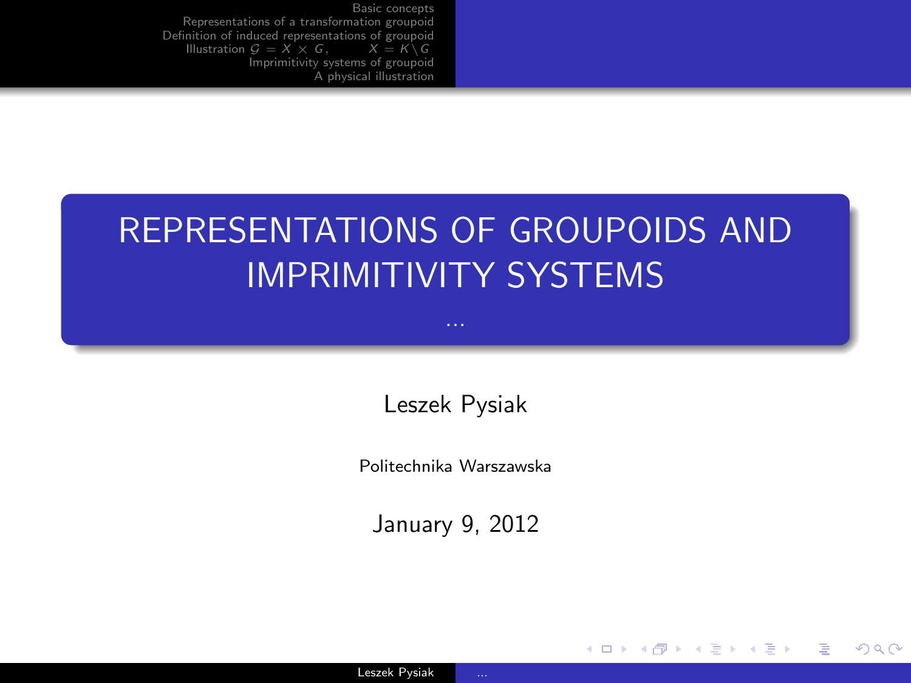# REPRESENTATIONS OF GROUPOIDS AND IMPRIMITIVITY SYSTEMS

...

Leszek Pysiak

Politechnika Warszawska

January 9, 2012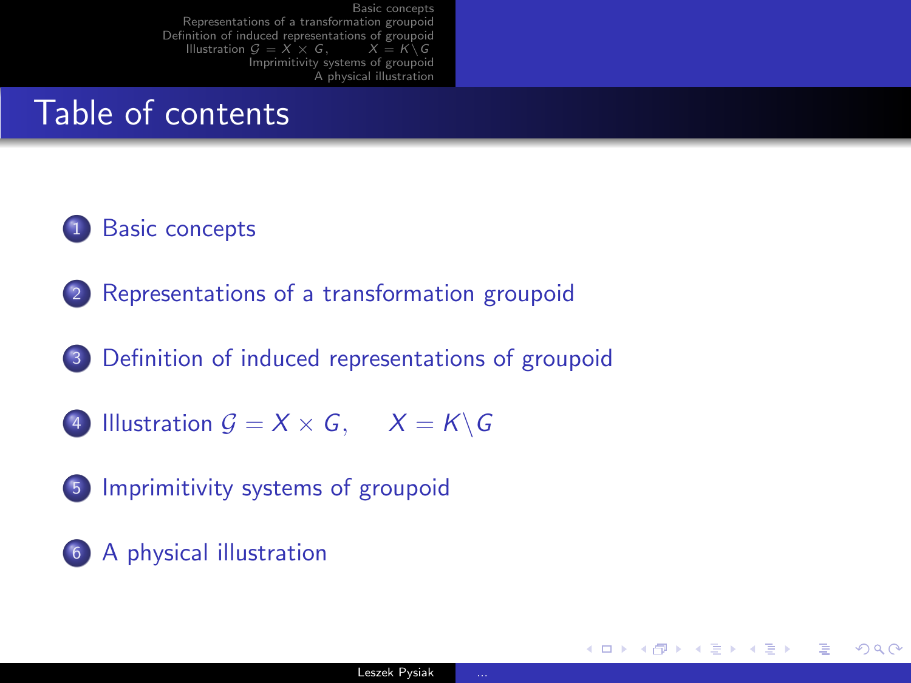# Table of contents

1. Basic concepts
2. Representations of a transformation groupoid
3. Definition of induced representations of groupoid
4. Illustration $\mathcal{G} = X \times G, \quad X = K \backslash G$
5. Imprimitivity systems of groupoid
6. A physical illustration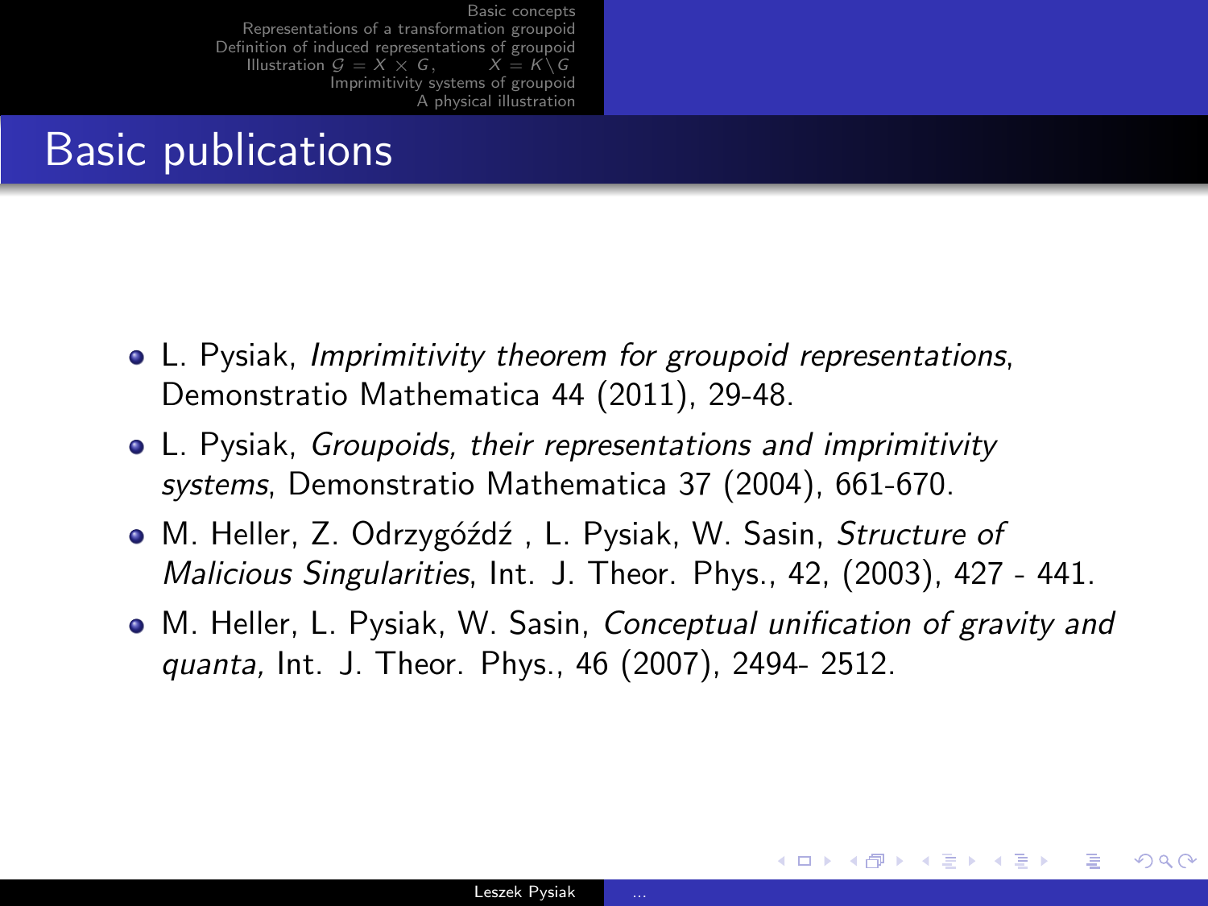# Basic publications

- L. Pysiak, *Imprimitivity theorem for groupoid representations*, Demonstratio Mathematica 44 (2011), 29-48.
- L. Pysiak, *Groupoids, their representations and imprimitivity systems*, Demonstratio Mathematica 37 (2004), 661-670.
- M. Heller, Z. Odrzygóźdź , L. Pysiak, W. Sasin, *Structure of Malicious Singularities*, Int. J. Theor. Phys., 42, (2003), 427 - 441.
- M. Heller, L. Pysiak, W. Sasin, *Conceptual unification of gravity and quanta,* Int. J. Theor. Phys., 46 (2007), 2494- 2512.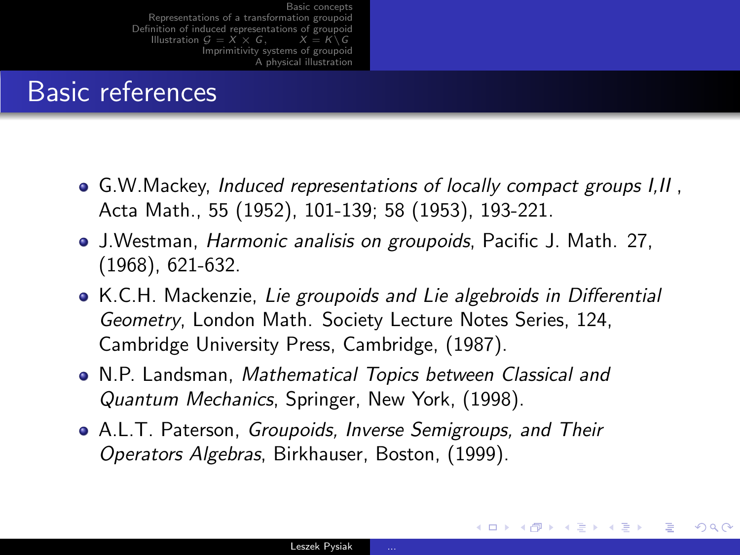# Basic references

- G.W.Mackey, *Induced representations of locally compact groups I,II* , Acta Math., 55 (1952), 101-139; 58 (1953), 193-221.
- J.Westman, *Harmonic analisis on groupoids*, Pacific J. Math. 27, (1968), 621-632.
- K.C.H. Mackenzie, *Lie groupoids and Lie algebroids in Differential Geometry*, London Math. Society Lecture Notes Series, 124, Cambridge University Press, Cambridge, (1987).
- N.P. Landsman, *Mathematical Topics between Classical and Quantum Mechanics*, Springer, New York, (1998).
- A.L.T. Paterson, *Groupoids, Inverse Semigroups, and Their Operators Algebras*, Birkhauser, Boston, (1999).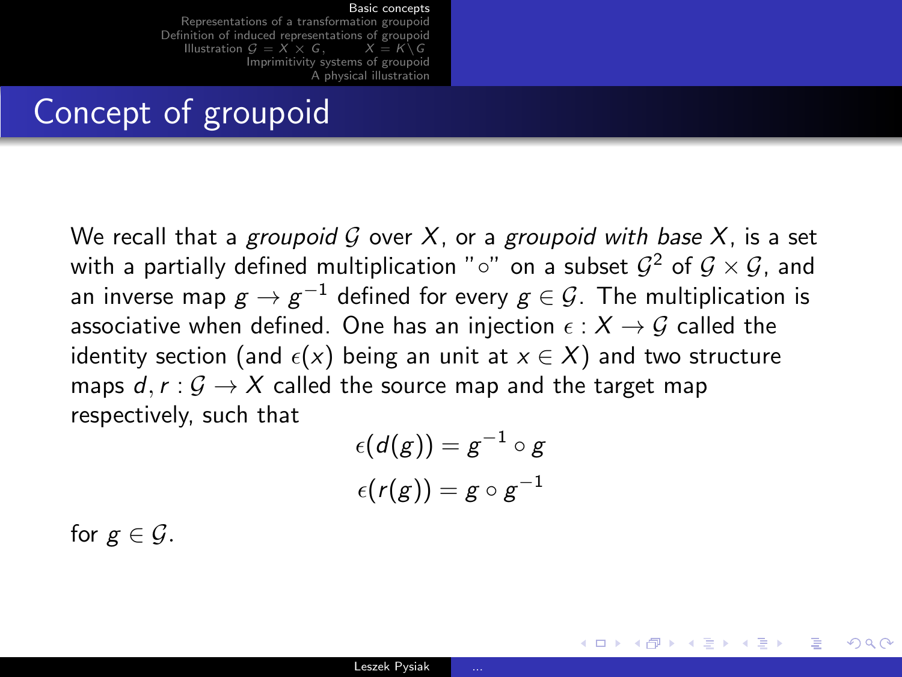# Concept of groupoid

We recall that a *groupoid* $\mathcal{G}$ over $X$, or a *groupoid with base* $X$, is a set with a partially defined multiplication "$\circ$" on a subset $\mathcal{G}^2$ of $\mathcal{G} \times \mathcal{G}$, and an inverse map $g \to g^{-1}$ defined for every $g \in \mathcal{G}$. The multiplication is associative when defined. One has an injection $\epsilon : X \to \mathcal{G}$ called the identity section (and $\epsilon(x)$ being an unit at $x \in X$) and two structure maps $d, r : \mathcal{G} \to X$ called the source map and the target map respectively, such that

$$\epsilon(d(g)) = g^{-1} \circ g$$

$$\epsilon(r(g)) = g \circ g^{-1}$$

for $g \in \mathcal{G}$.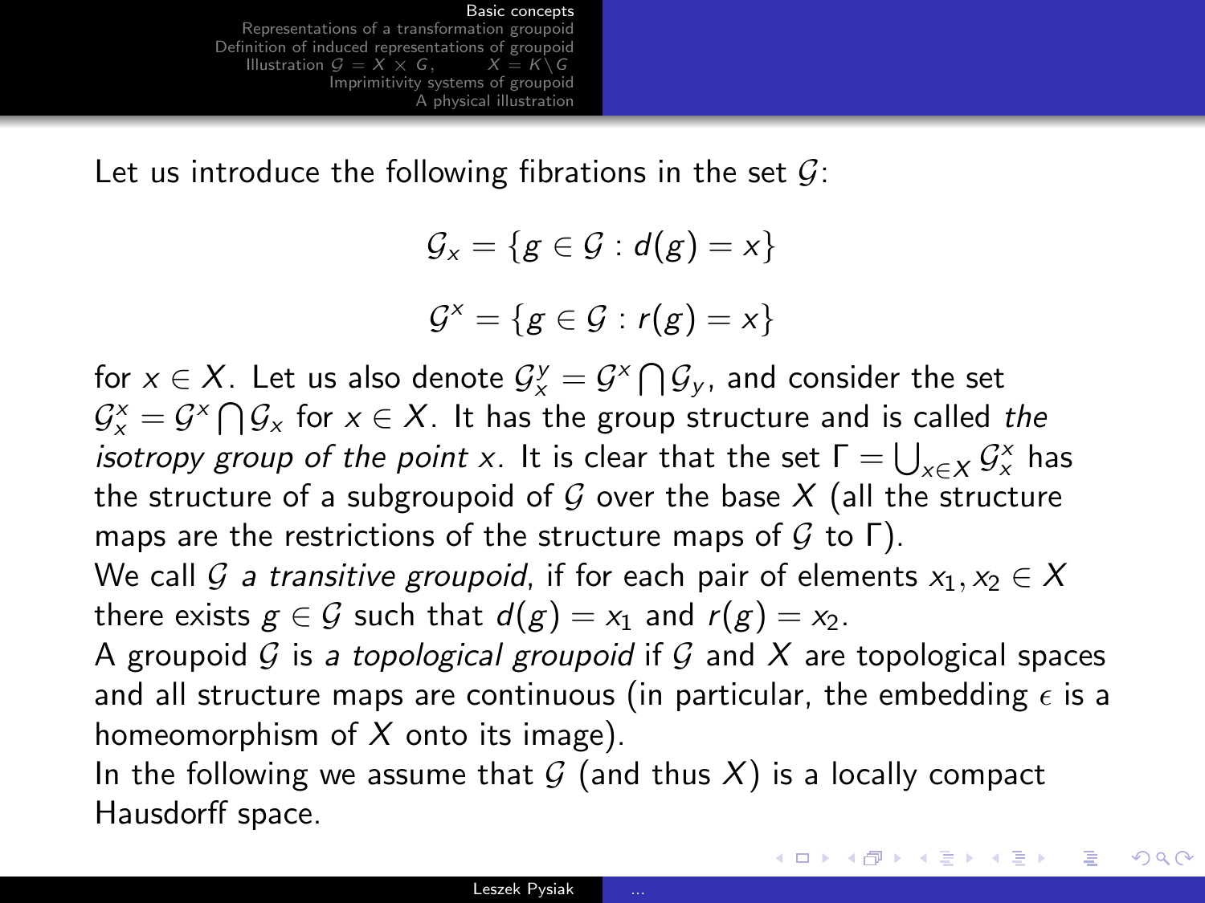Let us introduce the following fibrations in the set $\mathcal{G}$:

$$\mathcal{G}_x = \{g \in \mathcal{G} : d(g) = x\}$$

$$\mathcal{G}^x = \{g \in \mathcal{G} : r(g) = x\}$$

for $x \in X$. Let us also denote $\mathcal{G}_x^y = \mathcal{G}^x \bigcap \mathcal{G}_y$, and consider the set $\mathcal{G}_x^x = \mathcal{G}^x \bigcap \mathcal{G}_x$ for $x \in X$. It has the group structure and is called *the isotropy group of the point x*. It is clear that the set $\Gamma = \bigcup_{x \in X} \mathcal{G}_x^x$ has the structure of a subgroupoid of $\mathcal{G}$ over the base $X$ (all the structure maps are the restrictions of the structure maps of $\mathcal{G}$ to $\Gamma$).

We call $\mathcal{G}$ *a transitive groupoid*, if for each pair of elements $x_1, x_2 \in X$ there exists $g \in \mathcal{G}$ such that $d(g) = x_1$ and $r(g) = x_2$.

A groupoid $\mathcal{G}$ is *a topological groupoid* if $\mathcal{G}$ and $X$ are topological spaces and all structure maps are continuous (in particular, the embedding $\epsilon$ is a homeomorphism of $X$ onto its image).

In the following we assume that $\mathcal{G}$ (and thus $X$) is a locally compact Hausdorff space.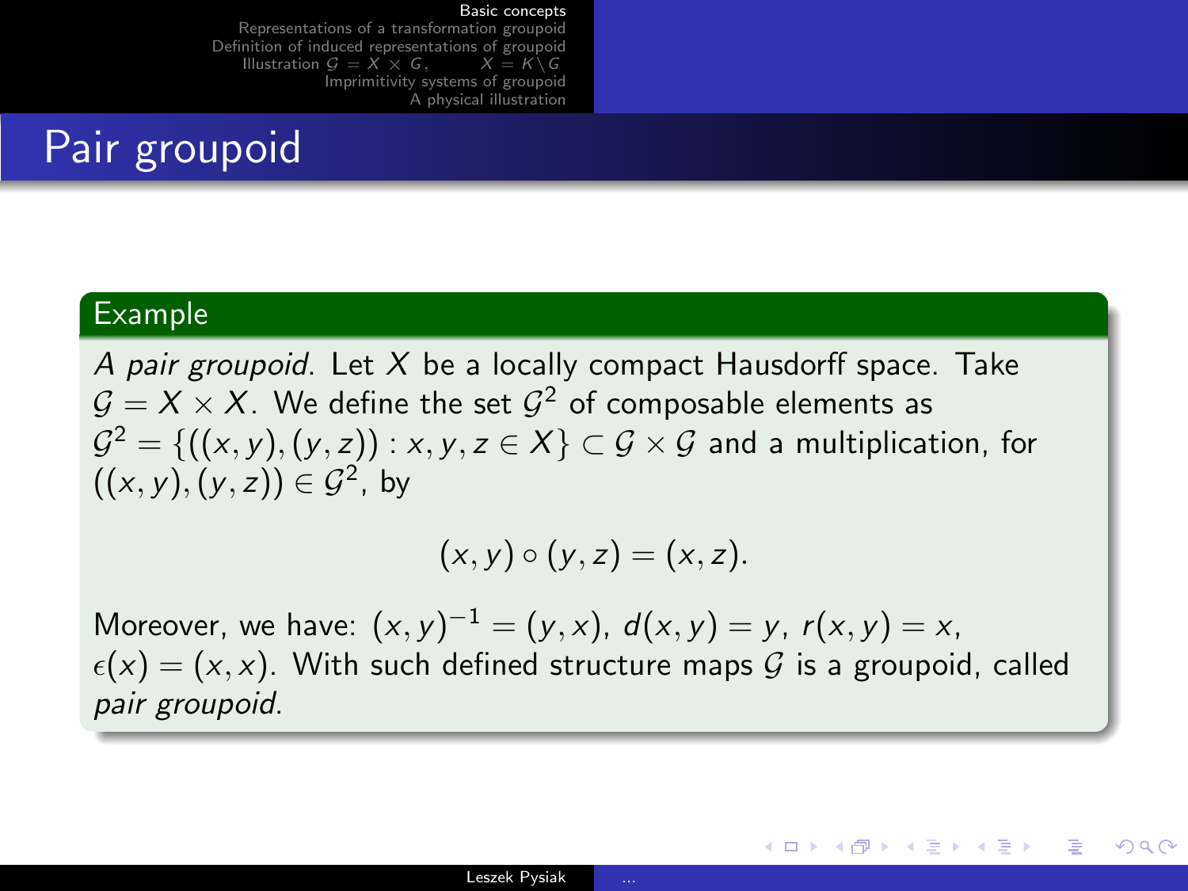# Pair groupoid

**Example**

*A pair groupoid.* Let $X$ be a locally compact Hausdorff space. Take $\mathcal{G} = X \times X$. We define the set $\mathcal{G}^2$ of composable elements as $\mathcal{G}^2 = \{((x,y),(y,z)) : x,y,z \in X\} \subset \mathcal{G} \times \mathcal{G}$ and a multiplication, for $((x,y),(y,z)) \in \mathcal{G}^2$, by

$$(x,y) \circ (y,z) = (x,z).$$

Moreover, we have: $(x,y)^{-1} = (y,x)$, $d(x,y) = y$, $r(x,y) = x$, $\epsilon(x) = (x,x)$. With such defined structure maps $\mathcal{G}$ is a groupoid, called *pair groupoid*.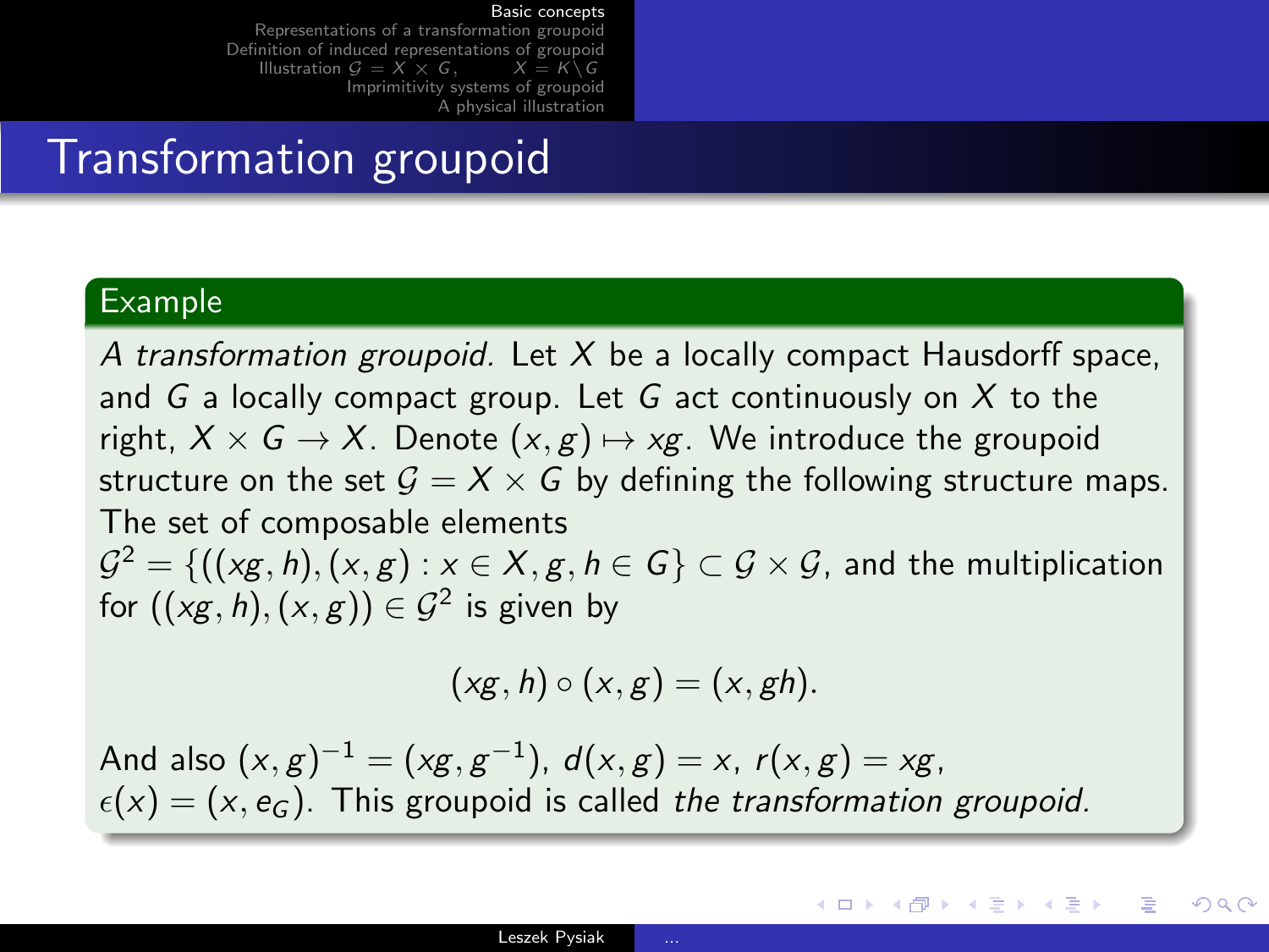# Transformation groupoid

**Example**

*A transformation groupoid.* Let $X$ be a locally compact Hausdorff space, and $G$ a locally compact group. Let $G$ act continuously on $X$ to the right, $X \times G \to X$. Denote $(x, g) \mapsto xg$. We introduce the groupoid structure on the set $\mathcal{G} = X \times G$ by defining the following structure maps. The set of composable elements $\mathcal{G}^2 = \{((xg, h), (x, g) : x \in X, g, h \in G\} \subset \mathcal{G} \times \mathcal{G}$, and the multiplication for $((xg, h), (x, g)) \in \mathcal{G}^2$ is given by

$$(xg, h) \circ (x, g) = (x, gh).$$

And also $(x, g)^{-1} = (xg, g^{-1})$, $d(x, g) = x$, $r(x, g) = xg$, $\epsilon(x) = (x, e_G)$. This groupoid is called *the transformation groupoid.*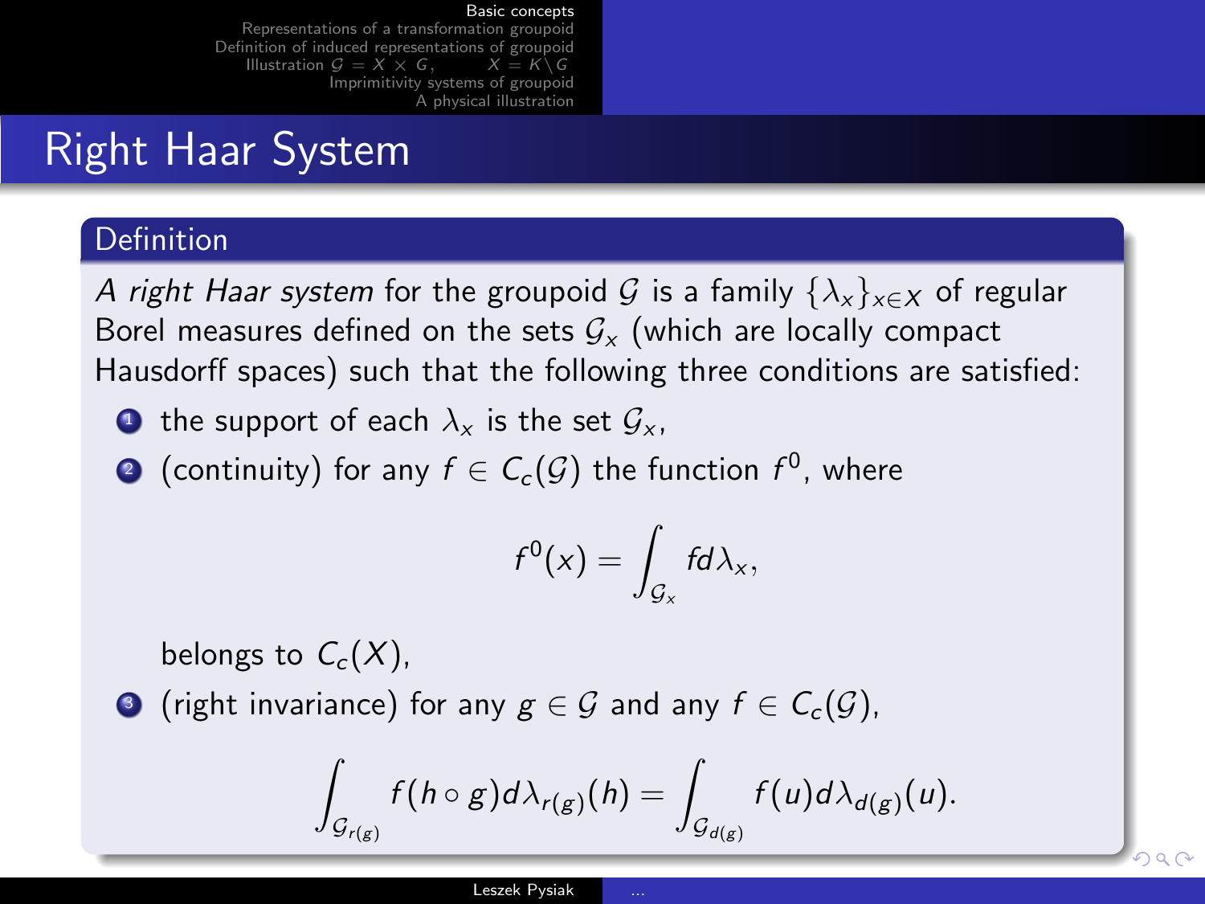# Right Haar System

## Definition

*A right Haar system* for the groupoid $\mathcal{G}$ is a family $\{\lambda_x\}_{x\in X}$ of regular Borel measures defined on the sets $\mathcal{G}_x$ (which are locally compact Hausdorff spaces) such that the following three conditions are satisfied:

1. the support of each $\lambda_x$ is the set $\mathcal{G}_x$,
2. (continuity) for any $f \in C_c(\mathcal{G})$ the function $f^0$, where

$$f^0(x) = \int_{\mathcal{G}_x} f d\lambda_x,$$

   belongs to $C_c(X)$,
3. (right invariance) for any $g \in \mathcal{G}$ and any $f \in C_c(\mathcal{G})$,

$$\int_{\mathcal{G}_{r(g)}} f(h \circ g) d\lambda_{r(g)}(h) = \int_{\mathcal{G}_{d(g)}} f(u) d\lambda_{d(g)}(u).$$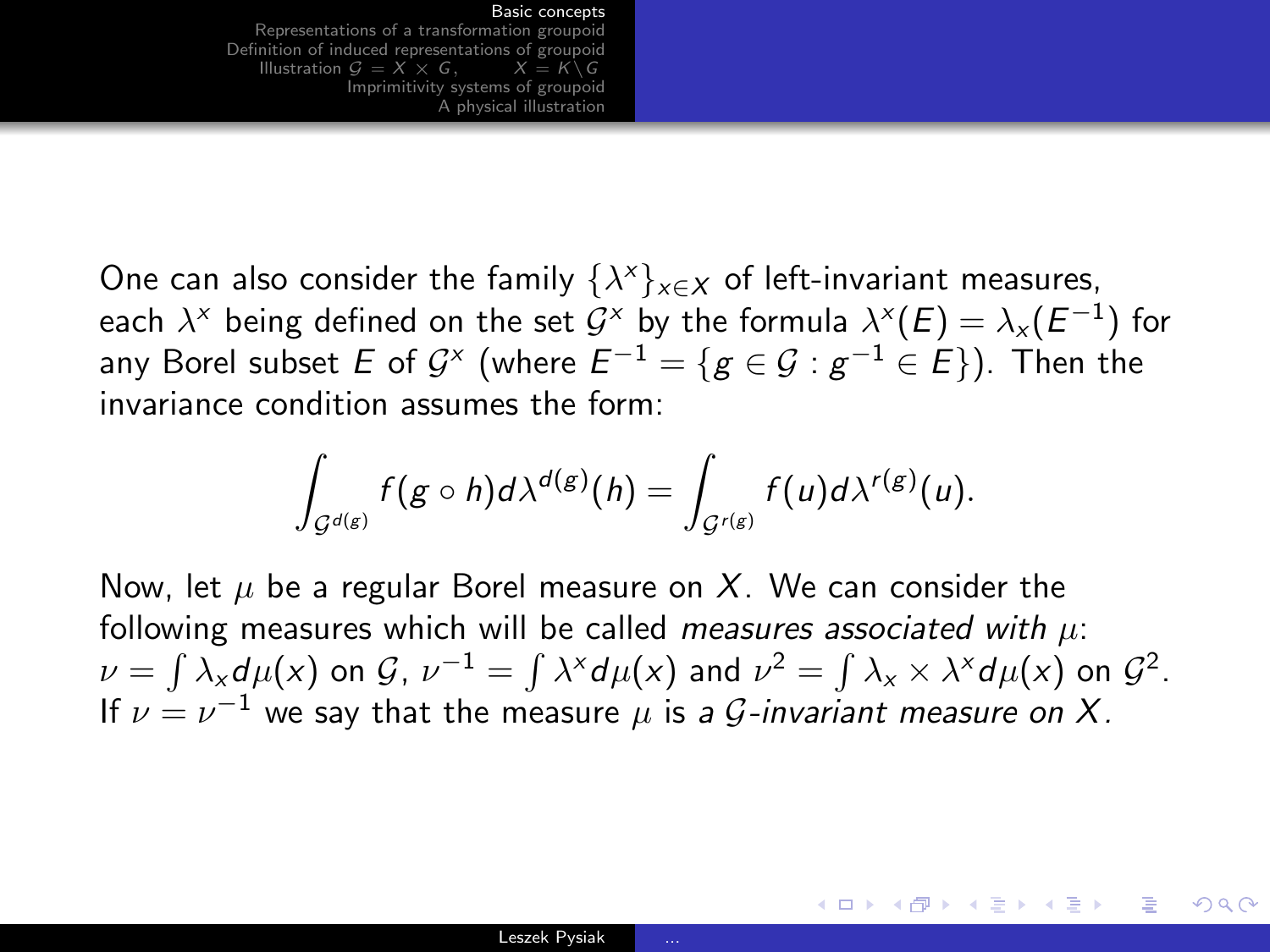One can also consider the family $\{\lambda^x\}_{x \in X}$ of left-invariant measures, each $\lambda^x$ being defined on the set $\mathcal{G}^x$ by the formula $\lambda^x(E) = \lambda_x(E^{-1})$ for any Borel subset $E$ of $\mathcal{G}^x$ (where $E^{-1} = \{g \in \mathcal{G} : g^{-1} \in E\}$). Then the invariance condition assumes the form:

$$\int_{\mathcal{G}^{d(g)}} f(g \circ h) d\lambda^{d(g)}(h) = \int_{\mathcal{G}^{r(g)}} f(u) d\lambda^{r(g)}(u).$$

Now, let $\mu$ be a regular Borel measure on $X$. We can consider the following measures which will be called *measures associated with* $\mu$: $\nu = \int \lambda_x d\mu(x)$ on $\mathcal{G}$, $\nu^{-1} = \int \lambda^x d\mu(x)$ and $\nu^2 = \int \lambda_x \times \lambda^x d\mu(x)$ on $\mathcal{G}^2$. If $\nu = \nu^{-1}$ we say that the measure $\mu$ is *a $\mathcal{G}$-invariant measure on $X$.*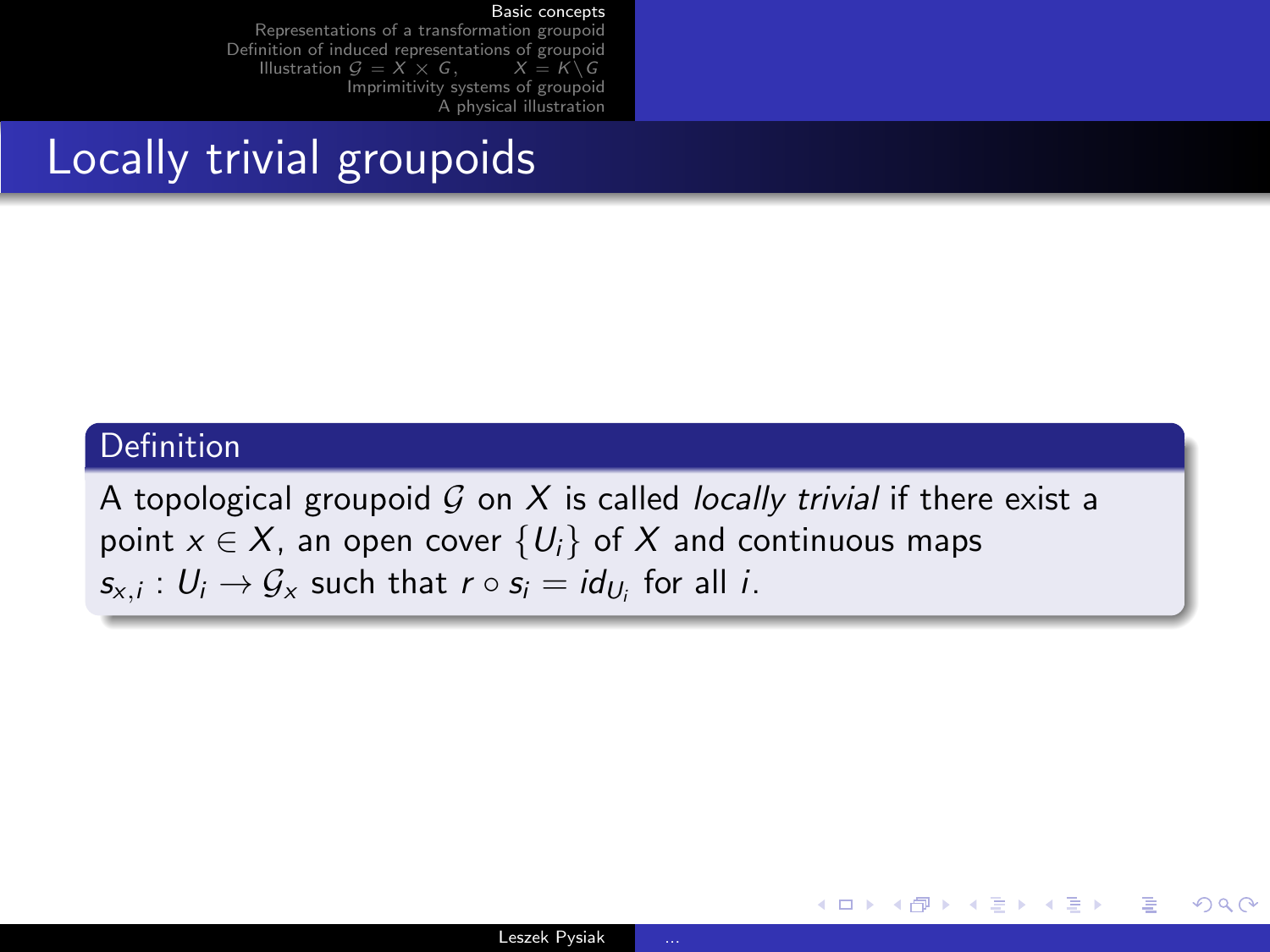# Locally trivial groupoids

## Definition

A topological groupoid $\mathcal{G}$ on $X$ is called *locally trivial* if there exist a point $x \in X$, an open cover $\{U_i\}$ of $X$ and continuous maps $s_{x,i} : U_i \to \mathcal{G}_x$ such that $r \circ s_i = id_{U_i}$ for all $i$.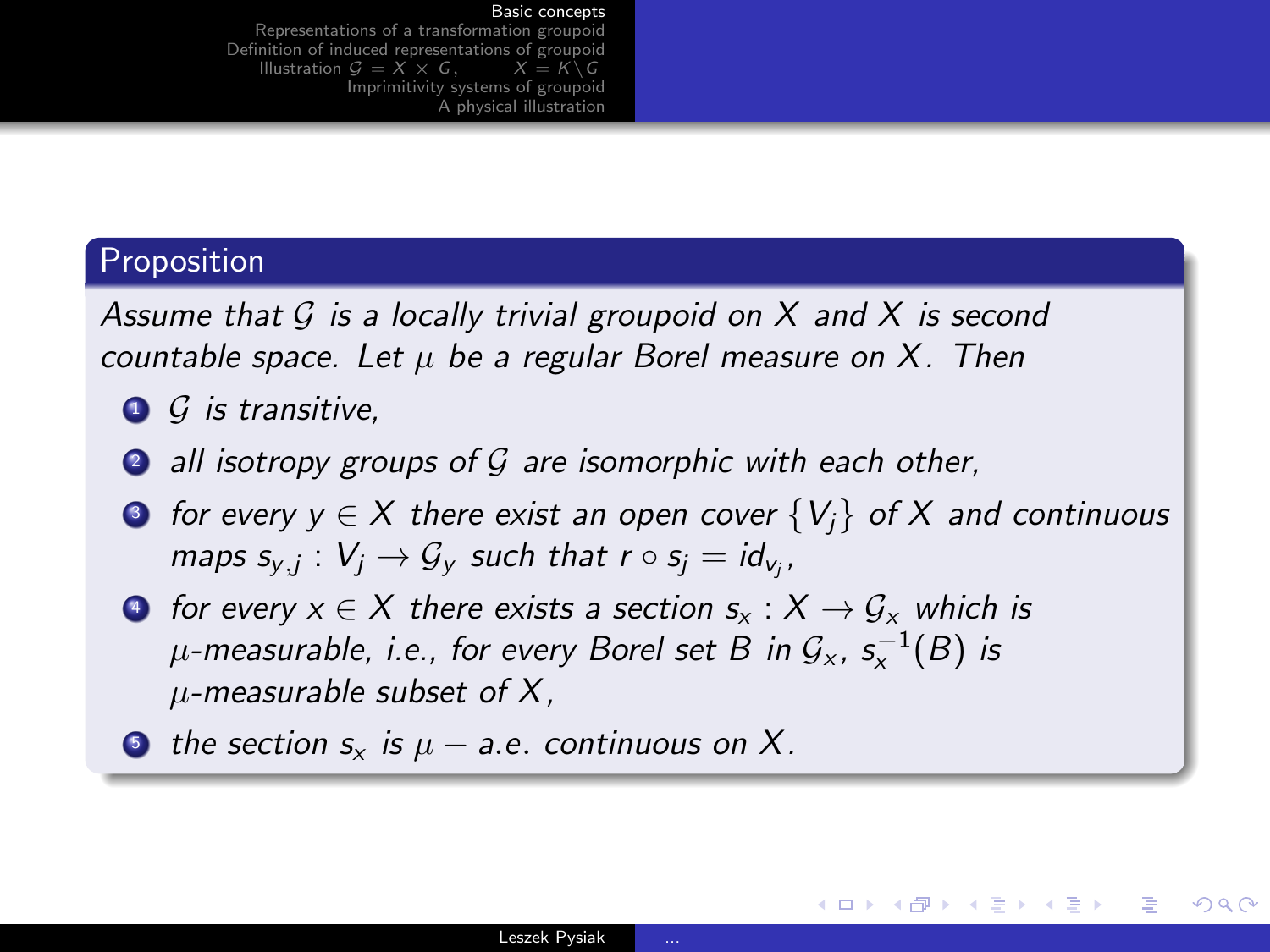## Proposition

*Assume that $\mathcal{G}$ is a locally trivial groupoid on $X$ and $X$ is second countable space. Let $\mu$ be a regular Borel measure on $X$. Then*

1. *$\mathcal{G}$ is transitive,*
2. *all isotropy groups of $\mathcal{G}$ are isomorphic with each other,*
3. *for every $y \in X$ there exist an open cover $\{V_j\}$ of $X$ and continuous maps $s_{y,j} : V_j \to \mathcal{G}_y$ such that $r \circ s_j = id_{v_j}$,*
4. *for every $x \in X$ there exists a section $s_x : X \to \mathcal{G}_x$ which is $\mu$-measurable, i.e., for every Borel set $B$ in $\mathcal{G}_x$, $s_x^{-1}(B)$ is $\mu$-measurable subset of $X$,*
5. *the section $s_x$ is $\mu - a.e.$ continuous on $X$.*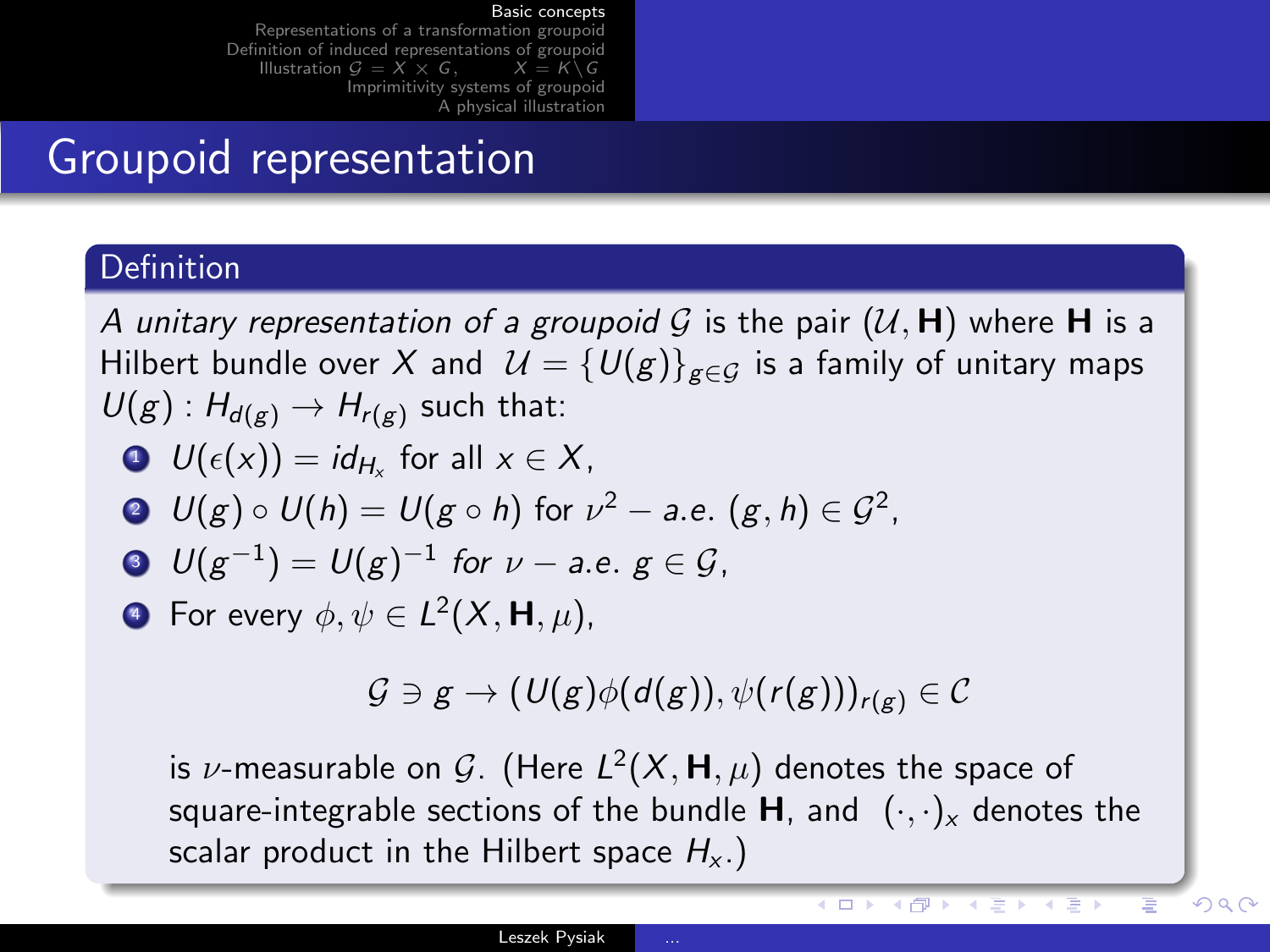## Groupoid representation

**Definition**

*A unitary representation of a groupoid* $\mathcal{G}$ is the pair $(\mathcal{U}, \mathbf{H})$ where $\mathbf{H}$ is a Hilbert bundle over $X$ and $\mathcal{U} = \{U(g)\}_{g \in \mathcal{G}}$ is a family of unitary maps $U(g) : H_{d(g)} \to H_{r(g)}$ such that:

1. $U(\epsilon(x)) = id_{H_x}$ for all $x \in X$,
2. $U(g) \circ U(h) = U(g \circ h)$ for $\nu^2 - a.e.$ $(g, h) \in \mathcal{G}^2$,
3. $U(g^{-1}) = U(g)^{-1}$ *for* $\nu - a.e.$ $g \in \mathcal{G}$,
4. For every $\phi, \psi \in L^2(X, \mathbf{H}, \mu)$,

$$\mathcal{G} \ni g \to (U(g)\phi(d(g)), \psi(r(g)))_{r(g)} \in \mathcal{C}$$

is $\nu$-measurable on $\mathcal{G}$. (Here $L^2(X, \mathbf{H}, \mu)$ denotes the space of square-integrable sections of the bundle $\mathbf{H}$, and $(\cdot, \cdot)_x$ denotes the scalar product in the Hilbert space $H_x$.)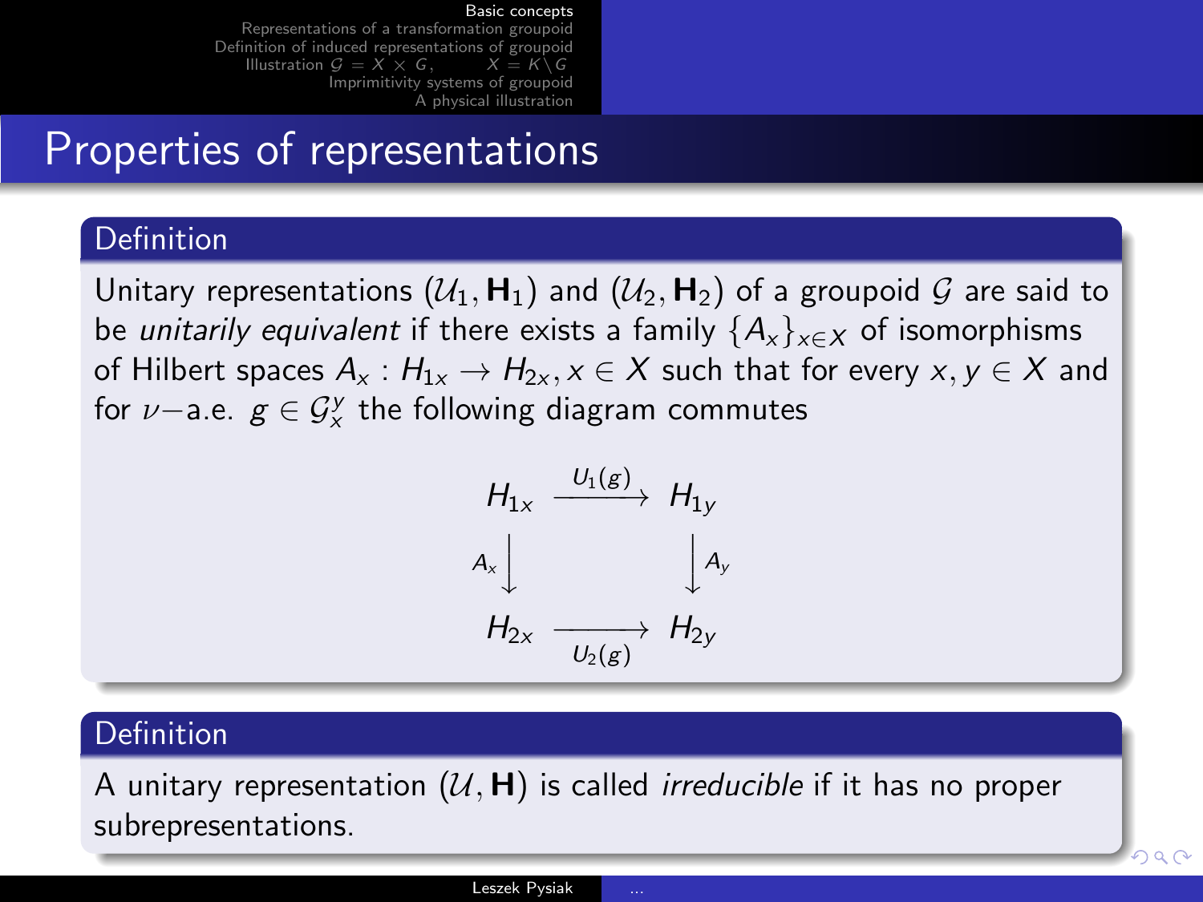# Properties of representations

## Definition

Unitary representations $(\mathcal{U}_1, \mathbf{H}_1)$ and $(\mathcal{U}_2, \mathbf{H}_2)$ of a groupoid $\mathcal{G}$ are said to be *unitarily equivalent* if there exists a family $\{A_x\}_{x \in X}$ of isomorphisms of Hilbert spaces $A_x : H_{1x} \to H_{2x}, x \in X$ such that for every $x, y \in X$ and for $\nu-$a.e. $g \in \mathcal{G}_x^y$ the following diagram commutes

$$
\begin{array}{ccc}
H_{1x} & \xrightarrow{U_1(g)} & H_{1y} \\
{\scriptstyle A_x}\big\downarrow & & \big\downarrow{\scriptstyle A_y} \\
H_{2x} & \xrightarrow[U_2(g)]{} & H_{2y}
\end{array}
$$

## Definition

A unitary representation $(\mathcal{U}, \mathbf{H})$ is called *irreducible* if it has no proper subrepresentations.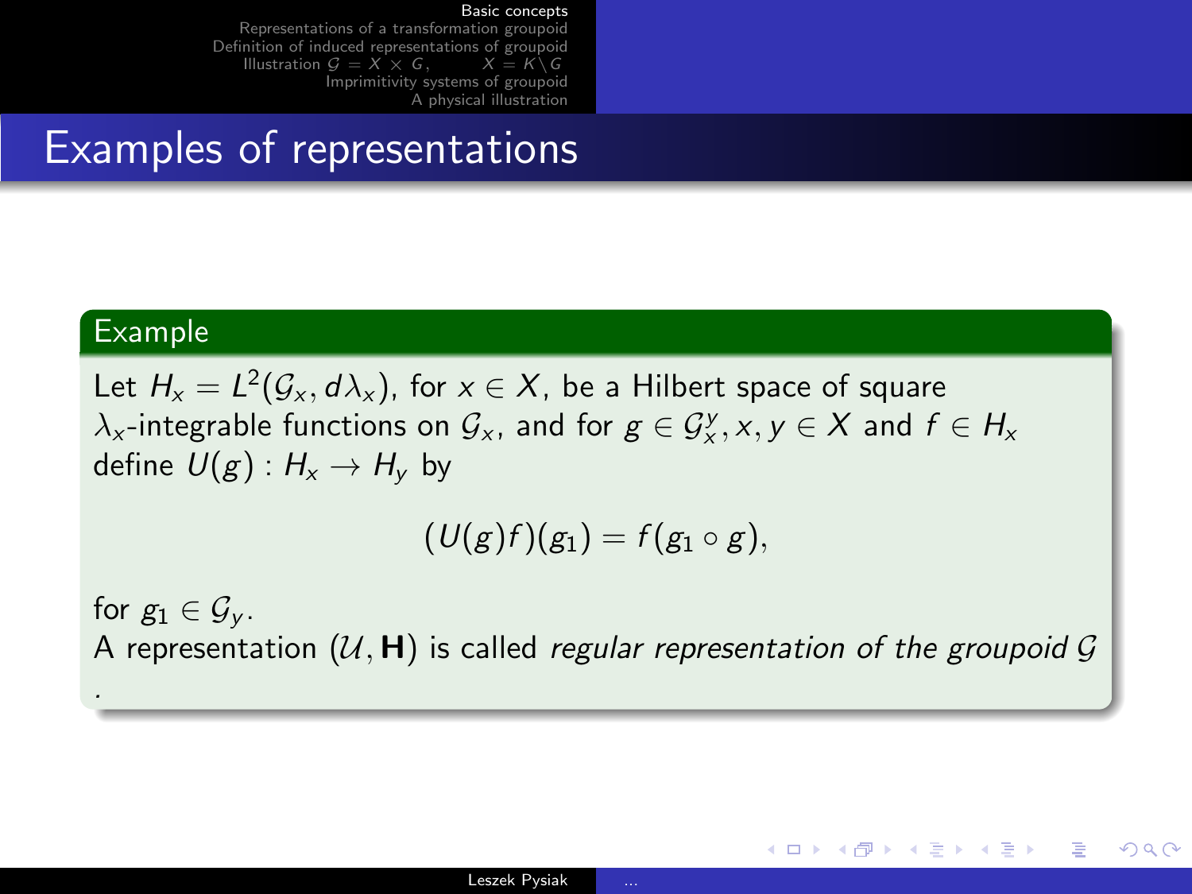# Examples of representations

**Example**

Let $H_x = L^2(\mathcal{G}_x, d\lambda_x)$, for $x \in X$, be a Hilbert space of square $\lambda_x$-integrable functions on $\mathcal{G}_x$, and for $g \in \mathcal{G}_x^y, x, y \in X$ and $f \in H_x$ define $U(g) : H_x \to H_y$ by

$$(U(g)f)(g_1) = f(g_1 \circ g),$$

for $g_1 \in \mathcal{G}_y$.

A representation $(\mathcal{U}, \mathbf{H})$ is called *regular representation of the groupoid $\mathcal{G}$* .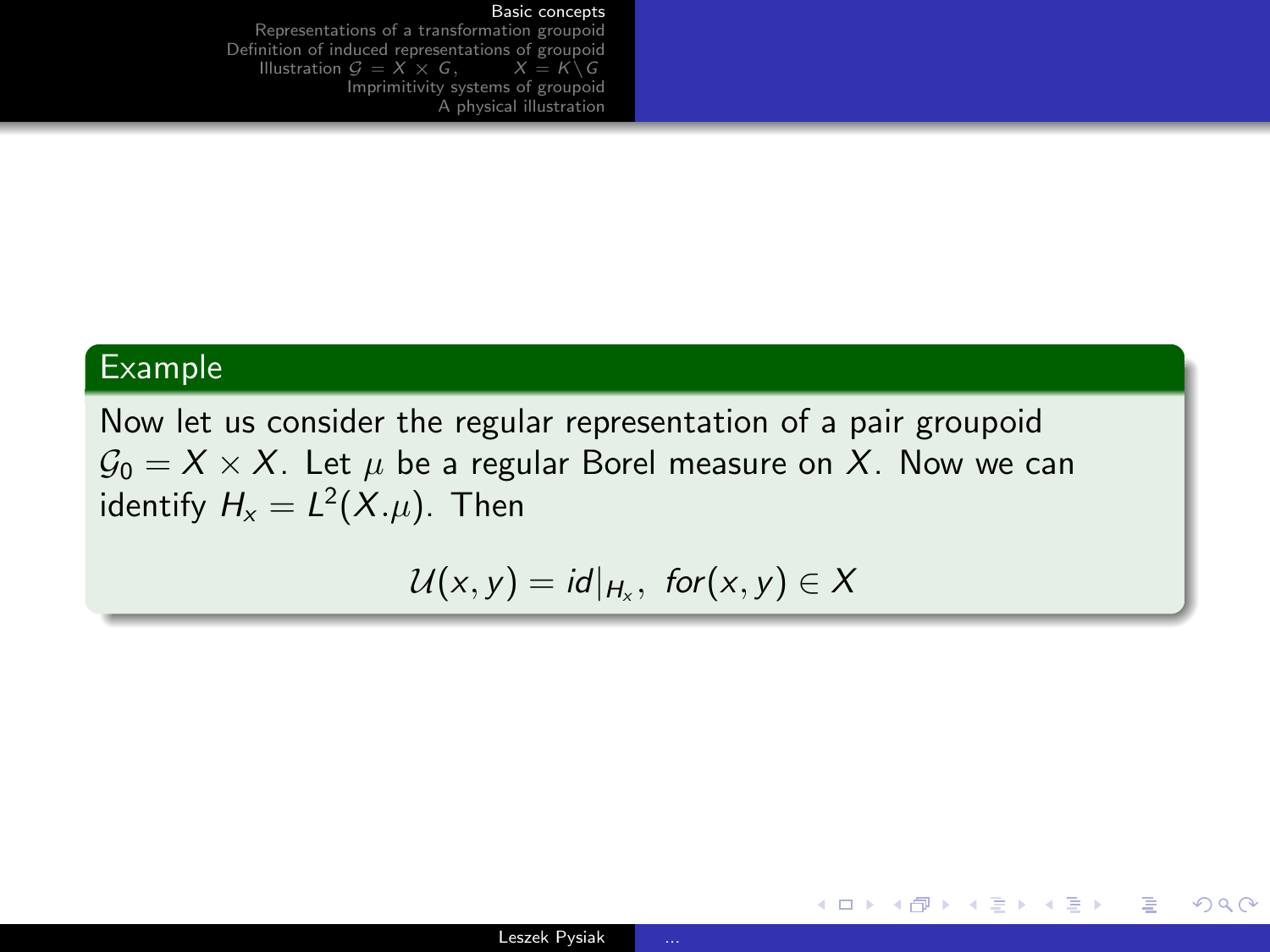**Example**

Now let us consider the regular representation of a pair groupoid $\mathcal{G}_0 = X \times X$. Let $\mu$ be a regular Borel measure on $X$. Now we can identify $H_x = L^2(X.\mu)$. Then

$$\mathcal{U}(x, y) = id|_{H_x},\ for(x, y) \in X$$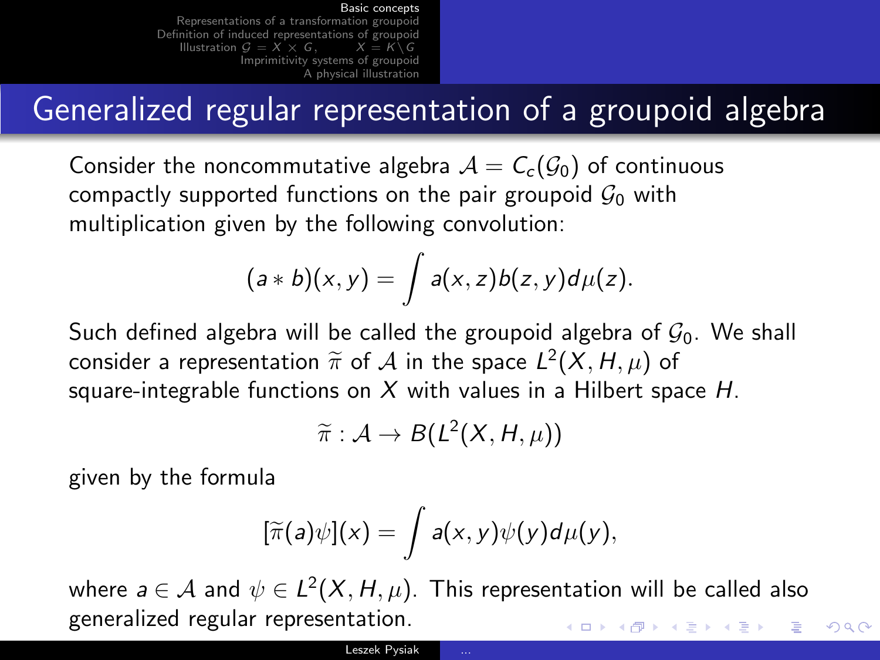## Generalized regular representation of a groupoid algebra

Consider the noncommutative algebra $\mathcal{A} = C_c(\mathcal{G}_0)$ of continuous compactly supported functions on the pair groupoid $\mathcal{G}_0$ with multiplication given by the following convolution:

$$(a * b)(x, y) = \int a(x, z) b(z, y) d\mu(z).$$

Such defined algebra will be called the groupoid algebra of $\mathcal{G}_0$. We shall consider a representation $\widetilde{\pi}$ of $\mathcal{A}$ in the space $L^2(X, H, \mu)$ of square-integrable functions on $X$ with values in a Hilbert space $H$.

$$\widetilde{\pi} : \mathcal{A} \to B(L^2(X, H, \mu))$$

given by the formula

$$[\widetilde{\pi}(a)\psi](x) = \int a(x, y)\psi(y) d\mu(y),$$

where $a \in \mathcal{A}$ and $\psi \in L^2(X, H, \mu)$. This representation will be called also generalized regular representation.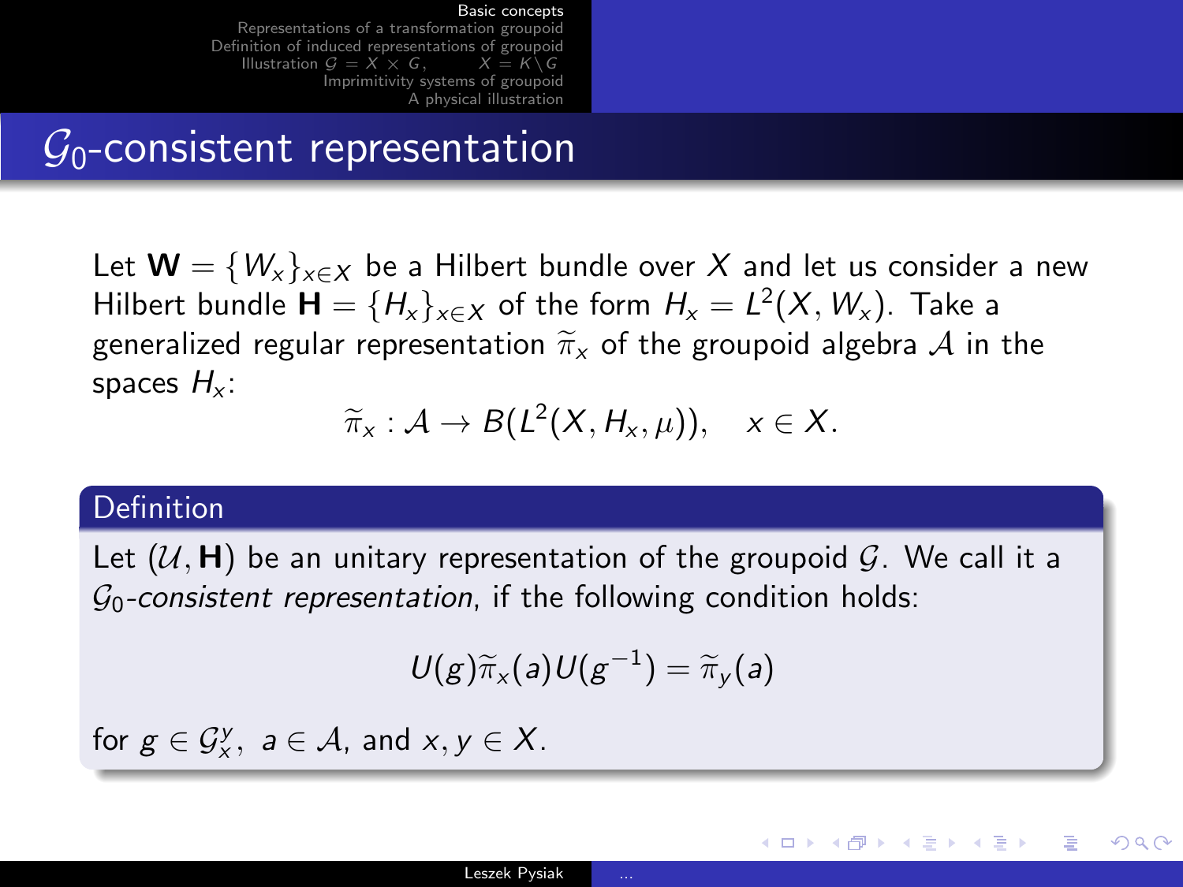# $\mathcal{G}_0$-consistent representation

Let $\mathbf{W} = \{W_x\}_{x\in X}$ be a Hilbert bundle over $X$ and let us consider a new Hilbert bundle $\mathbf{H} = \{H_x\}_{x\in X}$ of the form $H_x = L^2(X, W_x)$. Take a generalized regular representation $\widetilde{\pi}_x$ of the groupoid algebra $\mathcal{A}$ in the spaces $H_x$:

$$\widetilde{\pi}_x : \mathcal{A} \to B(L^2(X, H_x, \mu)), \quad x \in X.$$

## Definition

Let $(\mathcal{U}, \mathbf{H})$ be an unitary representation of the groupoid $\mathcal{G}$. We call it a *$\mathcal{G}_0$-consistent representation*, if the following condition holds:

$$U(g)\widetilde{\pi}_x(a)U(g^{-1}) = \widetilde{\pi}_y(a)$$

for $g \in \mathcal{G}_x^y$, $a \in \mathcal{A}$, and $x, y \in X$.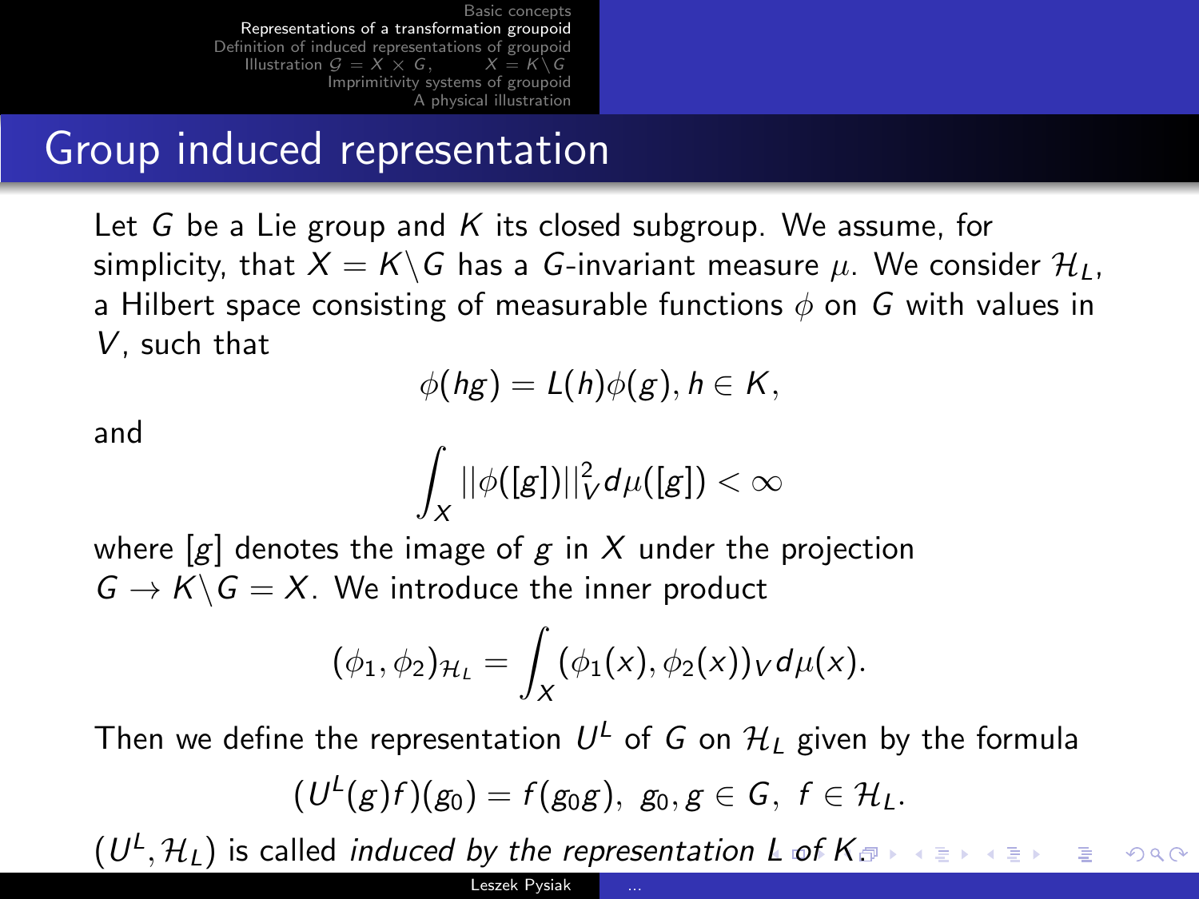# Group induced representation

Let $G$ be a Lie group and $K$ its closed subgroup. We assume, for simplicity, that $X = K\backslash G$ has a $G$-invariant measure $\mu$. We consider $\mathcal{H}_L$, a Hilbert space consisting of measurable functions $\phi$ on $G$ with values in $V$, such that

$$\phi(hg) = L(h)\phi(g), h \in K,$$

and

$$\int_X ||\phi([g])||_V^2 d\mu([g]) < \infty$$

where $[g]$ denotes the image of $g$ in $X$ under the projection $G \to K\backslash G = X$. We introduce the inner product

$$(\phi_1, \phi_2)_{\mathcal{H}_L} = \int_X (\phi_1(x), \phi_2(x))_V d\mu(x).$$

Then we define the representation $U^L$ of $G$ on $\mathcal{H}_L$ given by the formula

$$(U^L(g)f)(g_0) = f(g_0 g), \; g_0, g \in G, \; f \in \mathcal{H}_L.$$

$(U^L, \mathcal{H}_L)$ is called *induced by the representation $L$ of $K$*.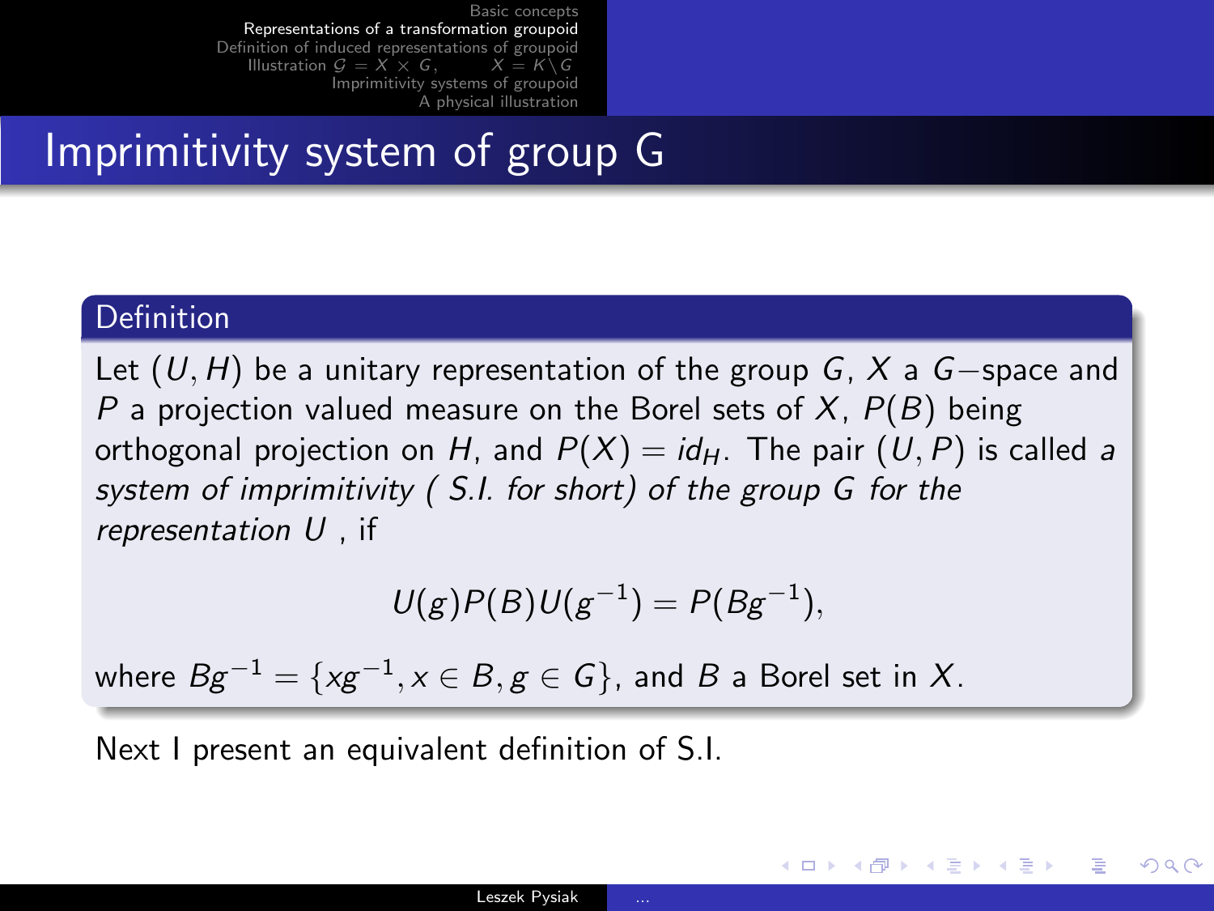# Imprimitivity system of group G

**Definition**

Let $(U, H)$ be a unitary representation of the group $G$, $X$ a $G-$space and $P$ a projection valued measure on the Borel sets of $X$, $P(B)$ being orthogonal projection on $H$, and $P(X) = id_H$. The pair $(U, P)$ is called *a system of imprimitivity ( S.I. for short) of the group $G$ for the representation $U$* , if

$$U(g)P(B)U(g^{-1}) = P(Bg^{-1}),$$

where $Bg^{-1} = \{xg^{-1}, x \in B, g \in G\}$, and $B$ a Borel set in $X$.

Next I present an equivalent definition of S.I.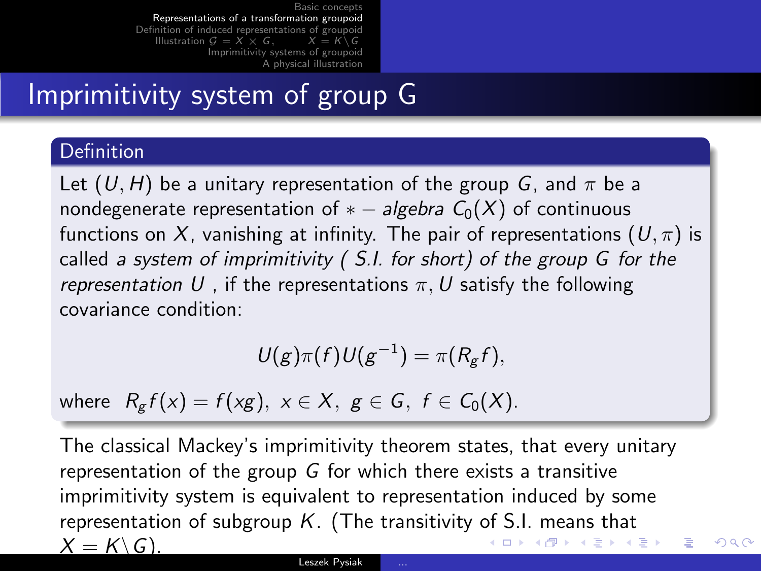# Imprimitivity system of group G

**Definition**

Let $(U, H)$ be a unitary representation of the group $G$, and $\pi$ be a nondegenerate representation of $* -$ *algebra* $C_0(X)$ of continuous functions on $X$, vanishing at infinity. The pair of representations $(U, \pi)$ is called *a system of imprimitivity ( S.I. for short) of the group G for the representation U* , if the representations $\pi, U$ satisfy the following covariance condition:

$$U(g)\pi(f)U(g^{-1}) = \pi(R_g f),$$

where $R_g f(x) = f(xg), \; x \in X, \; g \in G, \; f \in C_0(X)$.

The classical Mackey's imprimitivity theorem states, that every unitary representation of the group $G$ for which there exists a transitive imprimitivity system is equivalent to representation induced by some representation of subgroup $K$. (The transitivity of S.I. means that $X = K \backslash G$).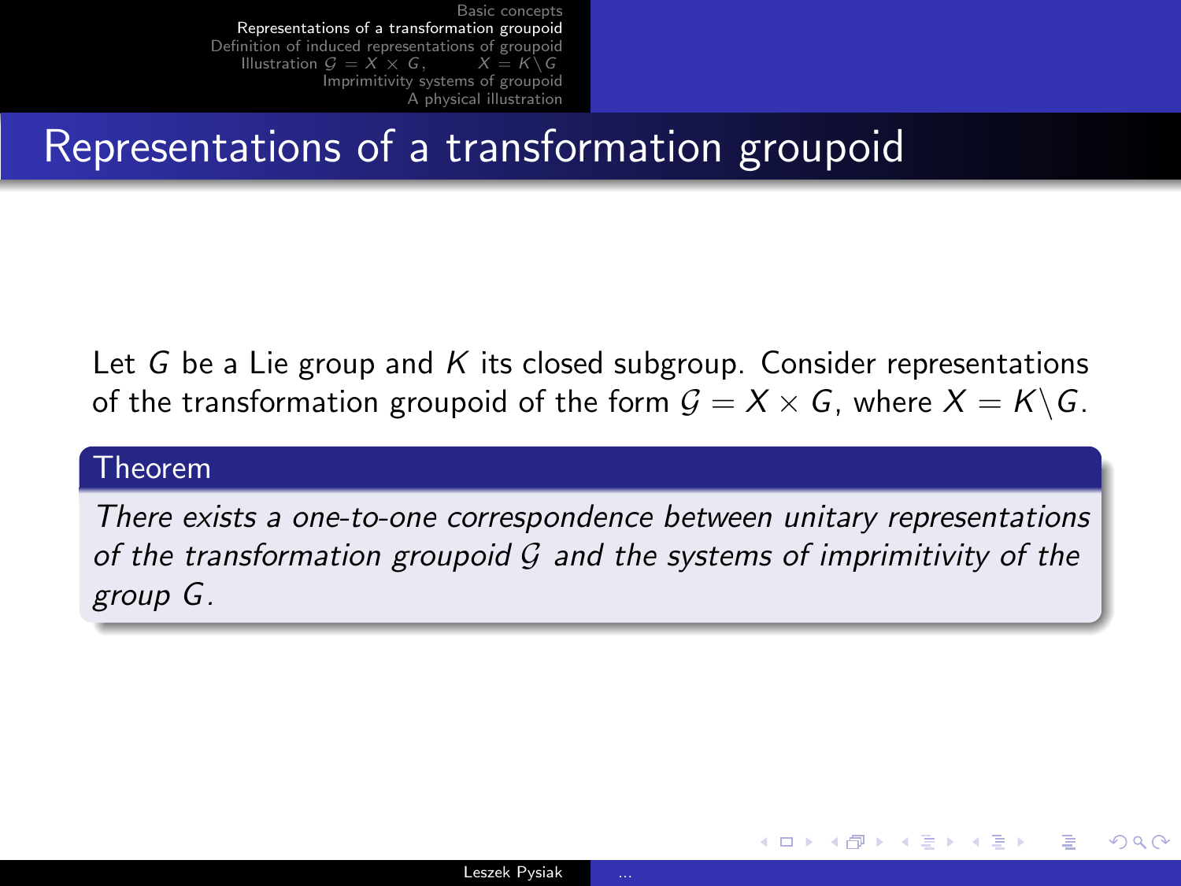# Representations of a transformation groupoid

Let $G$ be a Lie group and $K$ its closed subgroup. Consider representations of the transformation groupoid of the form $\mathcal{G} = X \times G$, where $X = K \backslash G$.

**Theorem**

*There exists a one-to-one correspondence between unitary representations of the transformation groupoid $\mathcal{G}$ and the systems of imprimitivity of the group $G$.*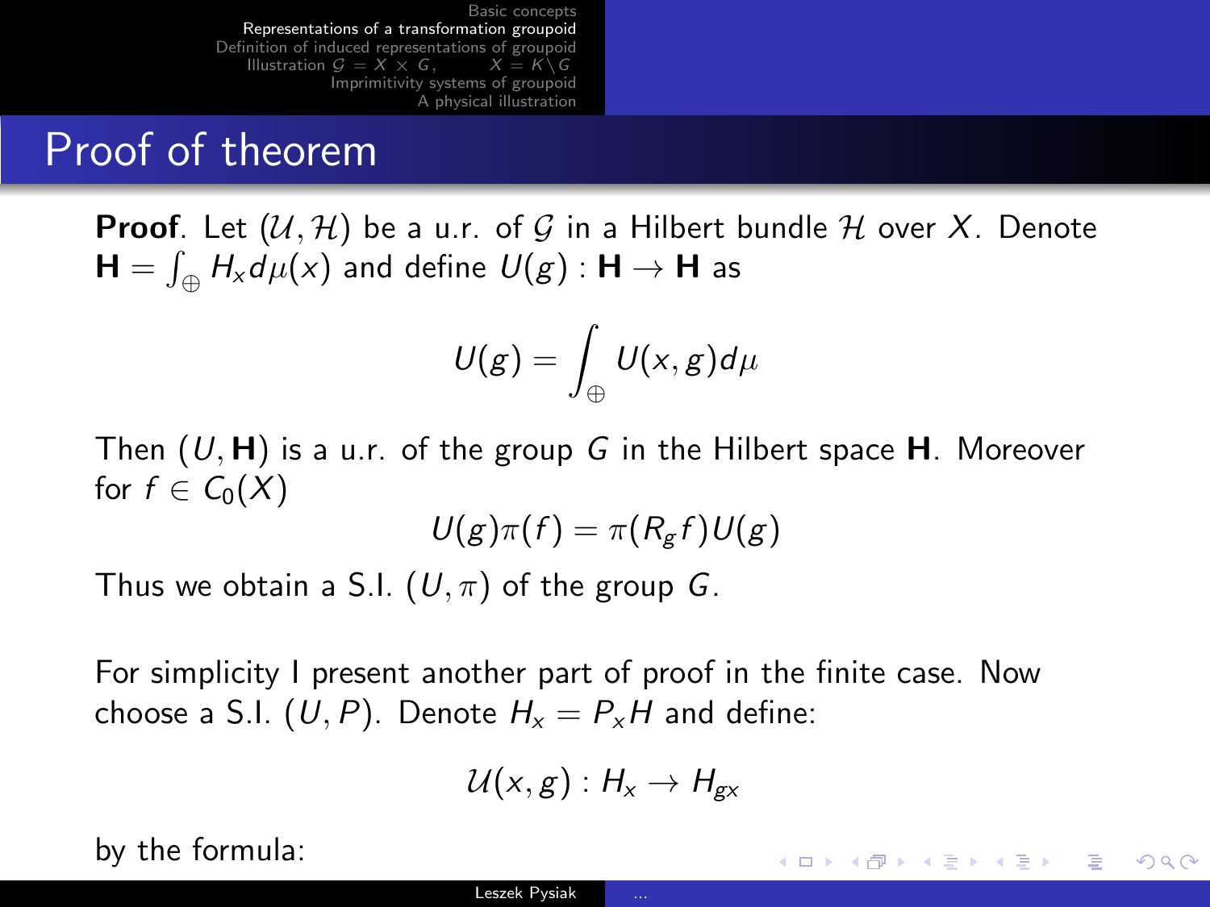# Proof of theorem

**Proof**. Let $(\mathcal{U}, \mathcal{H})$ be a u.r. of $\mathcal{G}$ in a Hilbert bundle $\mathcal{H}$ over $X$. Denote $\mathbf{H} = \int_{\oplus} H_x d\mu(x)$ and define $U(g) : \mathbf{H} \to \mathbf{H}$ as

$$U(g) = \int_{\oplus} U(x, g) d\mu$$

Then $(U, \mathbf{H})$ is a u.r. of the group $G$ in the Hilbert space $\mathbf{H}$. Moreover for $f \in C_0(X)$

$$U(g)\pi(f) = \pi(R_g f)U(g)$$

Thus we obtain a S.I. $(U, \pi)$ of the group $G$.

For simplicity I present another part of proof in the finite case. Now choose a S.I. $(U, P)$. Denote $H_x = P_x H$ and define:

$$\mathcal{U}(x, g) : H_x \to H_{gx}$$

by the formula: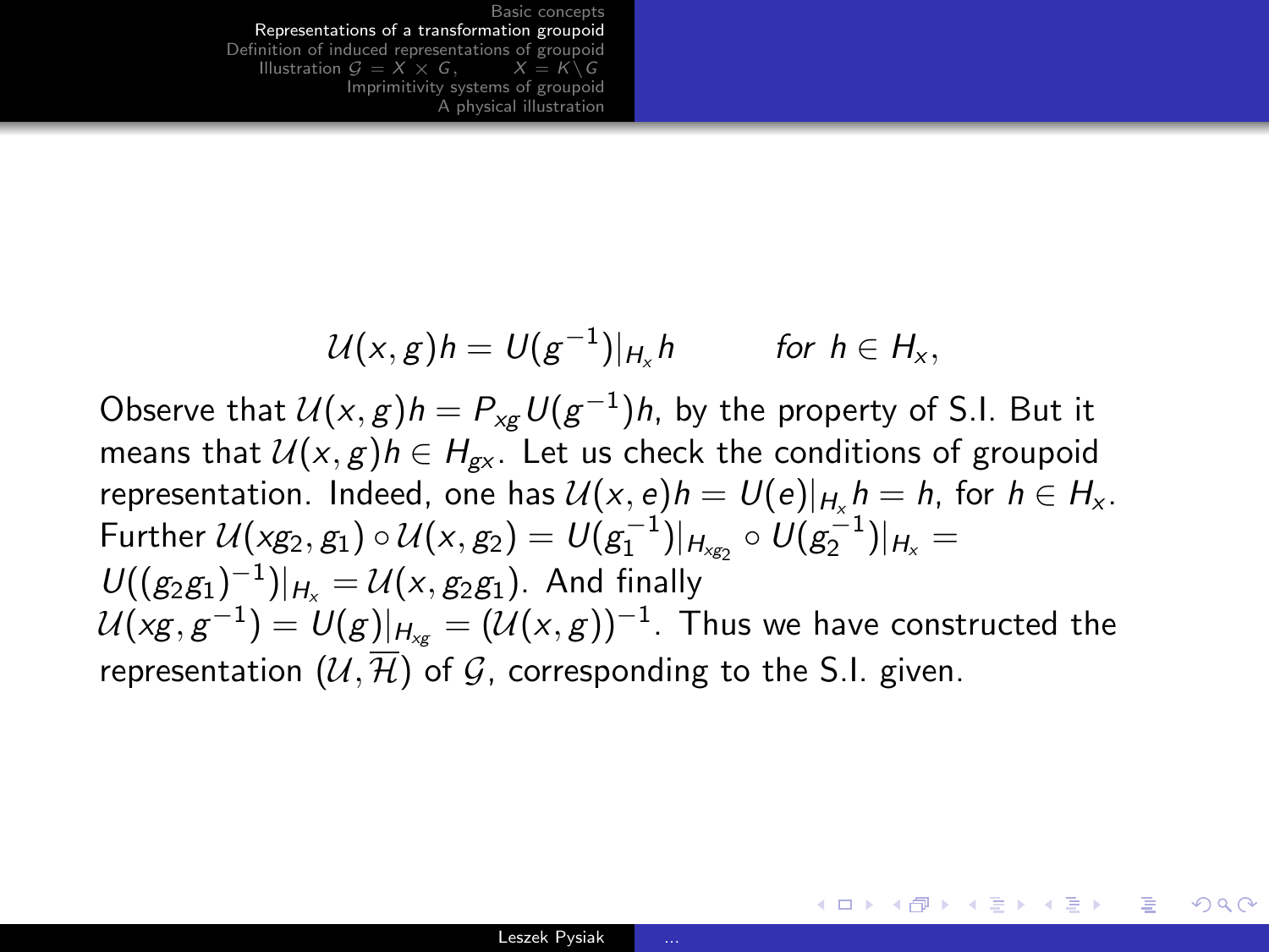$$\mathcal{U}(x,g)h = U(g^{-1})|_{H_x} h \qquad \textit{for } h \in H_x,$$

Observe that $\mathcal{U}(x,g)h = P_{xg} U(g^{-1})h$, by the property of S.I. But it means that $\mathcal{U}(x,g)h \in H_{gx}$. Let us check the conditions of groupoid representation. Indeed, one has $\mathcal{U}(x,e)h = U(e)|_{H_x} h = h$, for $h \in H_x$. Further $\mathcal{U}(xg_2, g_1) \circ \mathcal{U}(x, g_2) = U(g_1^{-1})|_{H_{xg_2}} \circ U(g_2^{-1})|_{H_x} = U((g_2 g_1)^{-1})|_{H_x} = \mathcal{U}(x, g_2 g_1)$. And finally $\mathcal{U}(xg, g^{-1}) = U(g)|_{H_{xg}} = (\mathcal{U}(x,g))^{-1}$. Thus we have constructed the representation $(\mathcal{U}, \overline{\mathcal{H}})$ of $\mathcal{G}$, corresponding to the S.I. given.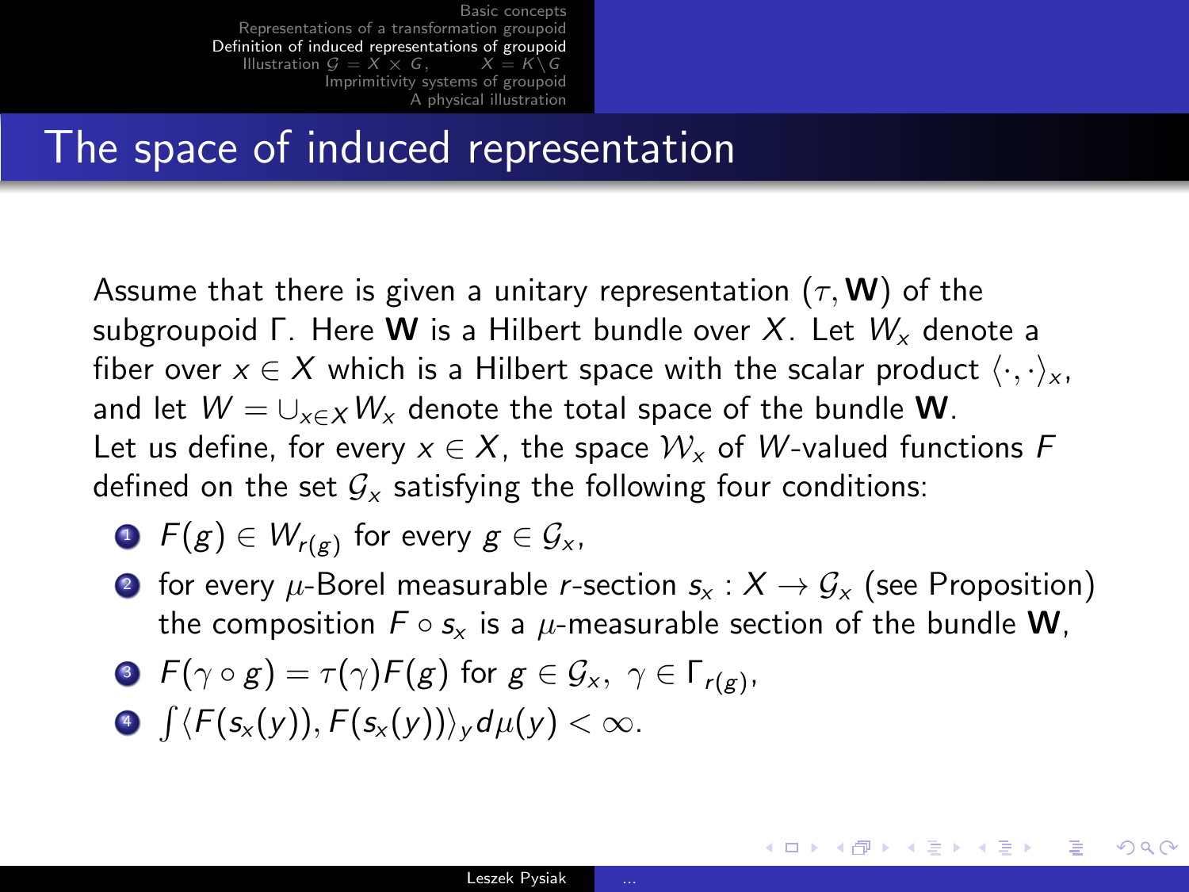# The space of induced representation

Assume that there is given a unitary representation $(\tau, \mathbf{W})$ of the subgroupoid $\Gamma$. Here $\mathbf{W}$ is a Hilbert bundle over $X$. Let $W_x$ denote a fiber over $x \in X$ which is a Hilbert space with the scalar product $\langle \cdot, \cdot \rangle_x$, and let $W = \cup_{x \in X} W_x$ denote the total space of the bundle $\mathbf{W}$.

Let us define, for every $x \in X$, the space $\mathcal{W}_x$ of $W$-valued functions $F$ defined on the set $\mathcal{G}_x$ satisfying the following four conditions:

1. $F(g) \in W_{r(g)}$ for every $g \in \mathcal{G}_x$,
2. for every $\mu$-Borel measurable $r$-section $s_x : X \to \mathcal{G}_x$ (see Proposition) the composition $F \circ s_x$ is a $\mu$-measurable section of the bundle $\mathbf{W}$,
3. $F(\gamma \circ g) = \tau(\gamma) F(g)$ for $g \in \mathcal{G}_x, \ \gamma \in \Gamma_{r(g)}$,
4. $\int \langle F(s_x(y)), F(s_x(y)) \rangle_y d\mu(y) < \infty$.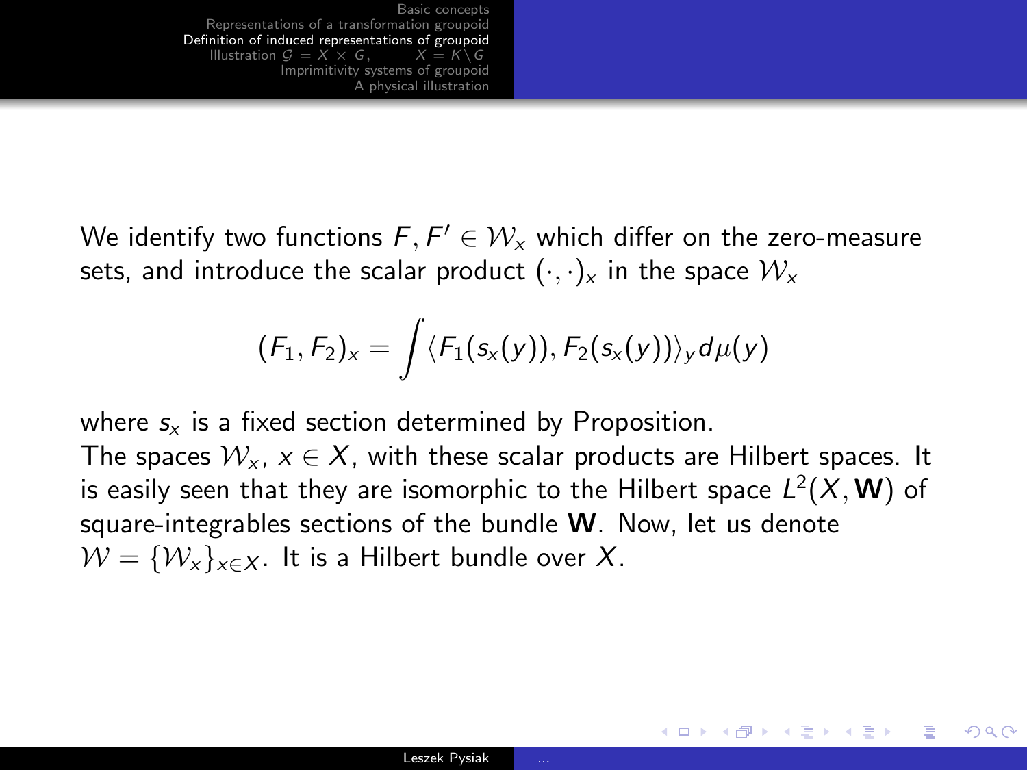We identify two functions $F, F' \in \mathcal{W}_x$ which differ on the zero-measure sets, and introduce the scalar product $(\cdot,\cdot)_x$ in the space $\mathcal{W}_x$

$$(F_1, F_2)_x = \int \langle F_1(s_x(y)), F_2(s_x(y)) \rangle_y d\mu(y)$$

where $s_x$ is a fixed section determined by Proposition.

The spaces $\mathcal{W}_x$, $x \in X$, with these scalar products are Hilbert spaces. It is easily seen that they are isomorphic to the Hilbert space $L^2(X, \mathbf{W})$ of square-integrables sections of the bundle $\mathbf{W}$. Now, let us denote $\mathcal{W} = \{\mathcal{W}_x\}_{x \in X}$. It is a Hilbert bundle over $X$.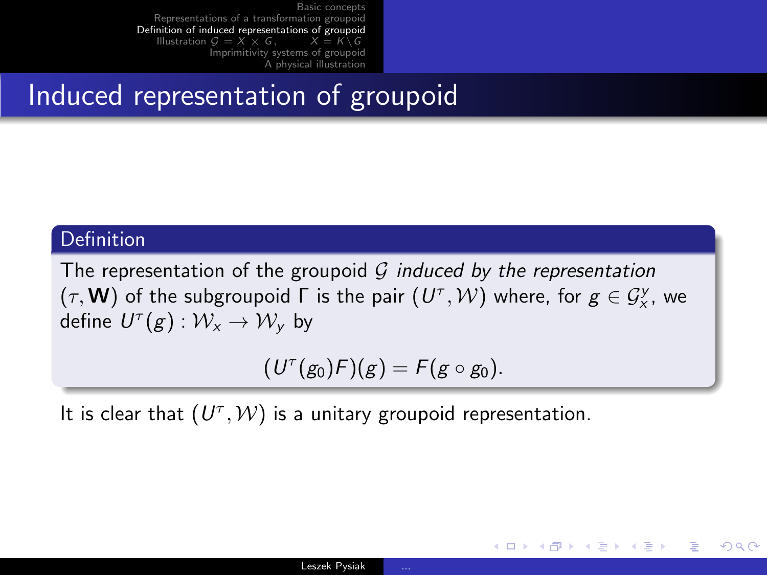# Induced representation of groupoid

**Definition**

The representation of the groupoid $\mathcal{G}$ *induced by the representation* $(\tau, \mathbf{W})$ of the subgroupoid $\Gamma$ is the pair $(U^\tau, \mathcal{W})$ where, for $g \in \mathcal{G}_x^y$, we define $U^\tau(g) : \mathcal{W}_x \to \mathcal{W}_y$ by

$$(U^\tau(g_0)F)(g) = F(g \circ g_0).$$

It is clear that $(U^\tau, \mathcal{W})$ is a unitary groupoid representation.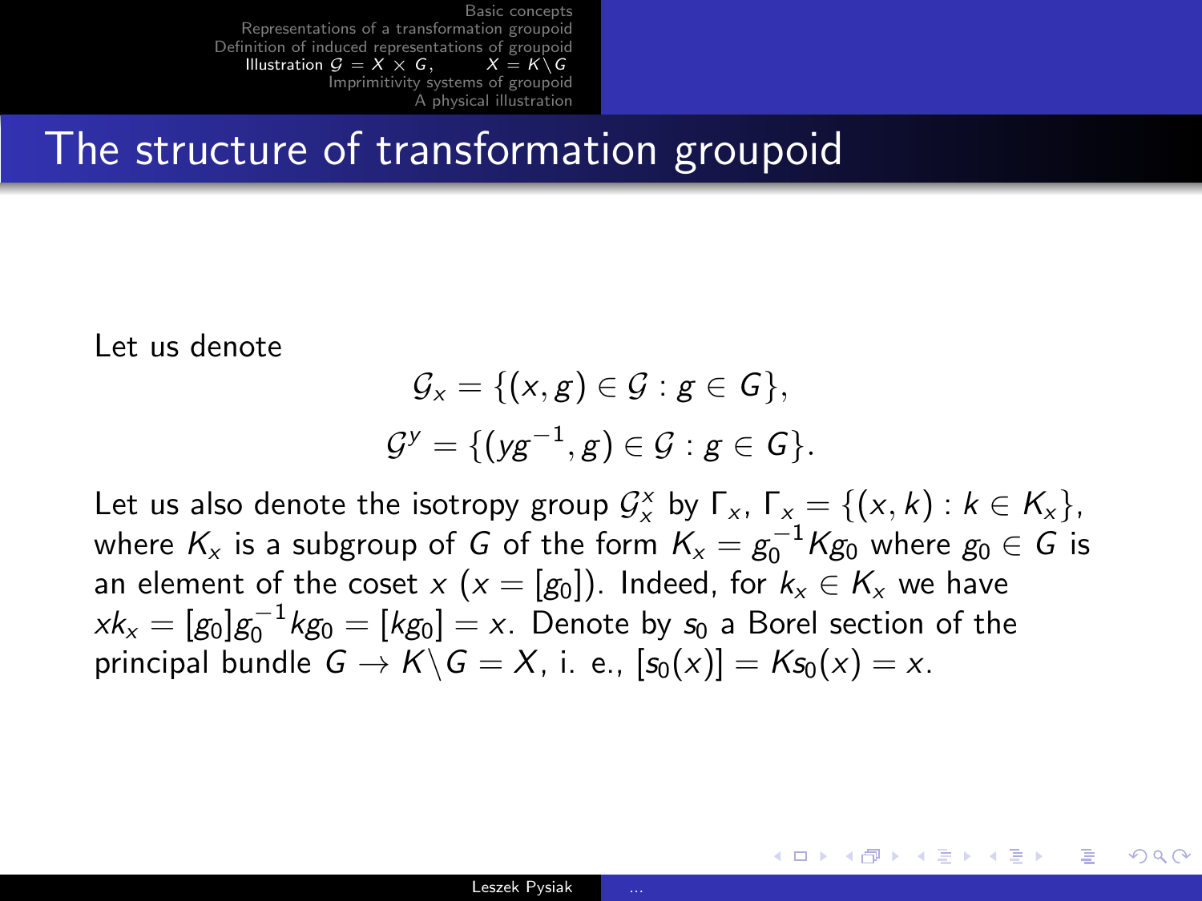# The structure of transformation groupoid

Let us denote

$$\mathcal{G}_x = \{(x, g) \in \mathcal{G} : g \in G\},$$

$$\mathcal{G}^y = \{(yg^{-1}, g) \in \mathcal{G} : g \in G\}.$$

Let us also denote the isotropy group $\mathcal{G}_x^x$ by $\Gamma_x$, $\Gamma_x = \{(x, k) : k \in K_x\}$, where $K_x$ is a subgroup of $G$ of the form $K_x = g_0^{-1} K g_0$ where $g_0 \in G$ is an element of the coset $x$ ($x = [g_0]$). Indeed, for $k_x \in K_x$ we have $x k_x = [g_0] g_0^{-1} k g_0 = [k g_0] = x$. Denote by $s_0$ a Borel section of the principal bundle $G \to K \backslash G = X$, i. e., $[s_0(x)] = K s_0(x) = x$.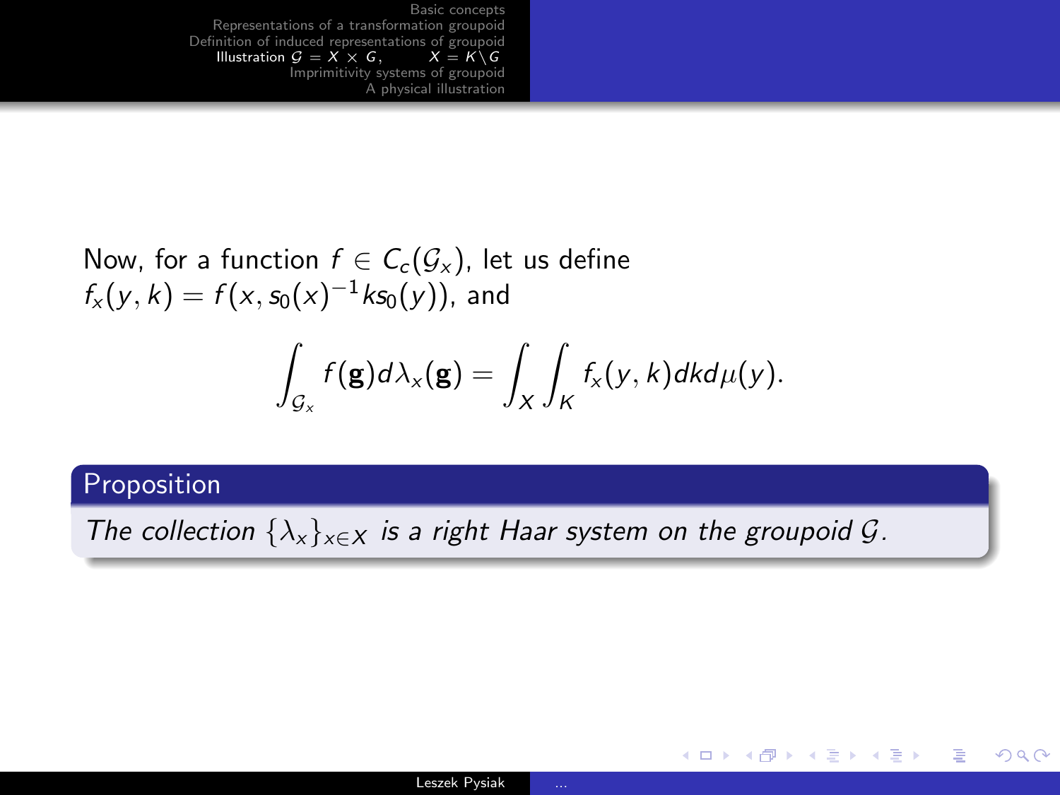Now, for a function $f \in C_c(\mathcal{G}_x)$, let us define $f_x(y,k) = f(x, s_0(x)^{-1} k s_0(y))$, and

$$\int_{\mathcal{G}_x} f(\mathbf{g}) d\lambda_x(\mathbf{g}) = \int_X \int_K f_x(y,k) dk d\mu(y).$$

**Proposition**

*The collection $\{\lambda_x\}_{x \in X}$ is a right Haar system on the groupoid $\mathcal{G}$.*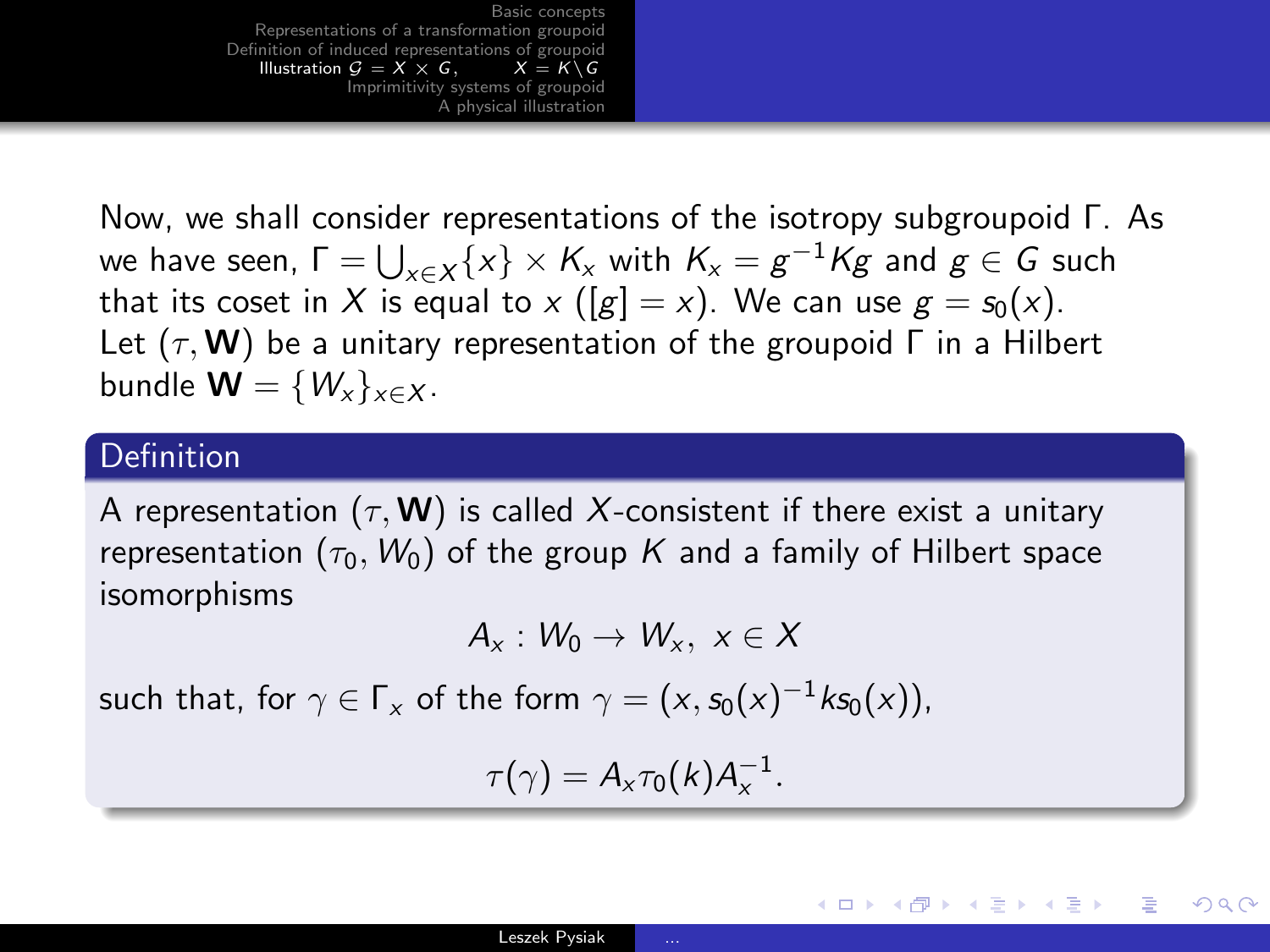Now, we shall consider representations of the isotropy subgroupoid $\Gamma$. As we have seen, $\Gamma = \bigcup_{x \in X} \{x\} \times K_x$ with $K_x = g^{-1}Kg$ and $g \in G$ such that its coset in $X$ is equal to $x$ ($[g] = x$). We can use $g = s_0(x)$. Let $(\tau, \mathbf{W})$ be a unitary representation of the groupoid $\Gamma$ in a Hilbert bundle $\mathbf{W} = \{W_x\}_{x \in X}$.

**Definition**

A representation $(\tau, \mathbf{W})$ is called $X$-consistent if there exist a unitary representation $(\tau_0, W_0)$ of the group $K$ and a family of Hilbert space isomorphisms

$$A_x : W_0 \to W_x, \ x \in X$$

such that, for $\gamma \in \Gamma_x$ of the form $\gamma = (x, s_0(x)^{-1} k s_0(x))$,

$$\tau(\gamma) = A_x \tau_0(k) A_x^{-1}.$$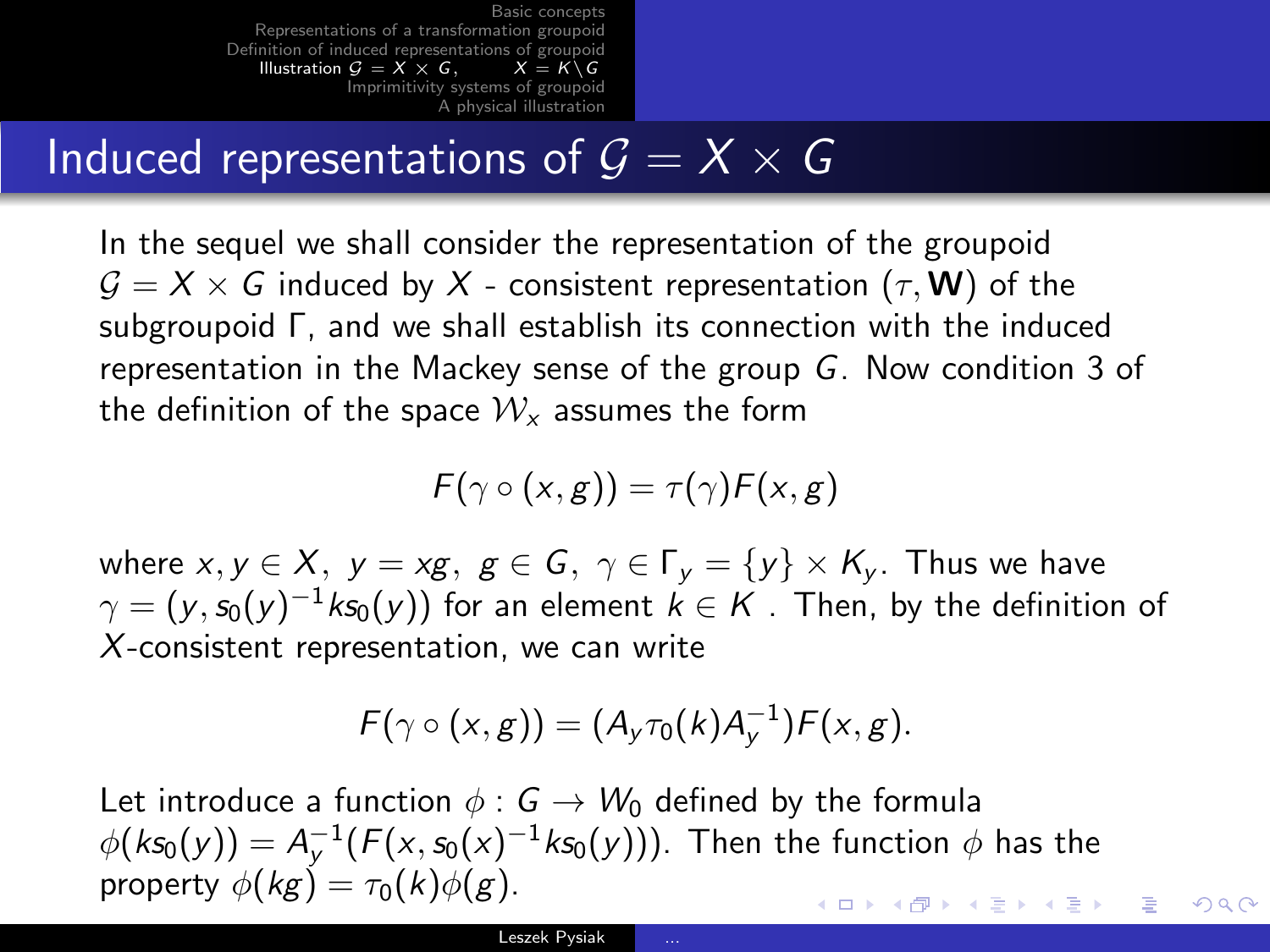## Induced representations of $\mathcal{G} = X \times G$

In the sequel we shall consider the representation of the groupoid $\mathcal{G} = X \times G$ induced by $X$ - consistent representation $(\tau, \mathbf{W})$ of the subgroupoid $\Gamma$, and we shall establish its connection with the induced representation in the Mackey sense of the group $G$. Now condition 3 of the definition of the space $\mathcal{W}_x$ assumes the form

$$F(\gamma \circ (x, g)) = \tau(\gamma) F(x, g)$$

where $x, y \in X,\ y = xg,\ g \in G,\ \gamma \in \Gamma_y = \{y\} \times K_y$. Thus we have $\gamma = (y, s_0(y)^{-1} k s_0(y))$ for an element $k \in K$ . Then, by the definition of $X$-consistent representation, we can write

$$F(\gamma \circ (x, g)) = (A_y \tau_0(k) A_y^{-1}) F(x, g).$$

Let introduce a function $\phi : G \to W_0$ defined by the formula $\phi(k s_0(y)) = A_y^{-1}(F(x, s_0(x)^{-1} k s_0(y)))$. Then the function $\phi$ has the property $\phi(kg) = \tau_0(k)\phi(g)$.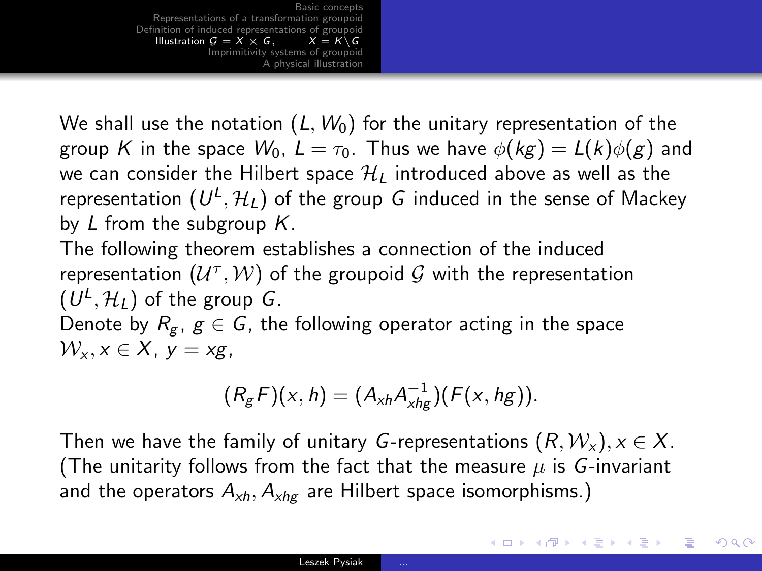We shall use the notation $(L, W_0)$ for the unitary representation of the group $K$ in the space $W_0$, $L = \tau_0$. Thus we have $\phi(kg) = L(k)\phi(g)$ and we can consider the Hilbert space $\mathcal{H}_L$ introduced above as well as the representation $(U^L, \mathcal{H}_L)$ of the group $G$ induced in the sense of Mackey by $L$ from the subgroup $K$.

The following theorem establishes a connection of the induced representation $(\mathcal{U}^\tau, \mathcal{W})$ of the groupoid $\mathcal{G}$ with the representation $(U^L, \mathcal{H}_L)$ of the group $G$.

Denote by $R_g$, $g \in G$, the following operator acting in the space $\mathcal{W}_x, x \in X$, $y = xg$,

$$(R_g F)(x, h) = (A_{xh} A_{xhg}^{-1})(F(x, hg)).$$

Then we have the family of unitary $G$-representations $(R, \mathcal{W}_x), x \in X$. (The unitarity follows from the fact that the measure $\mu$ is $G$-invariant and the operators $A_{xh}, A_{xhg}$ are Hilbert space isomorphisms.)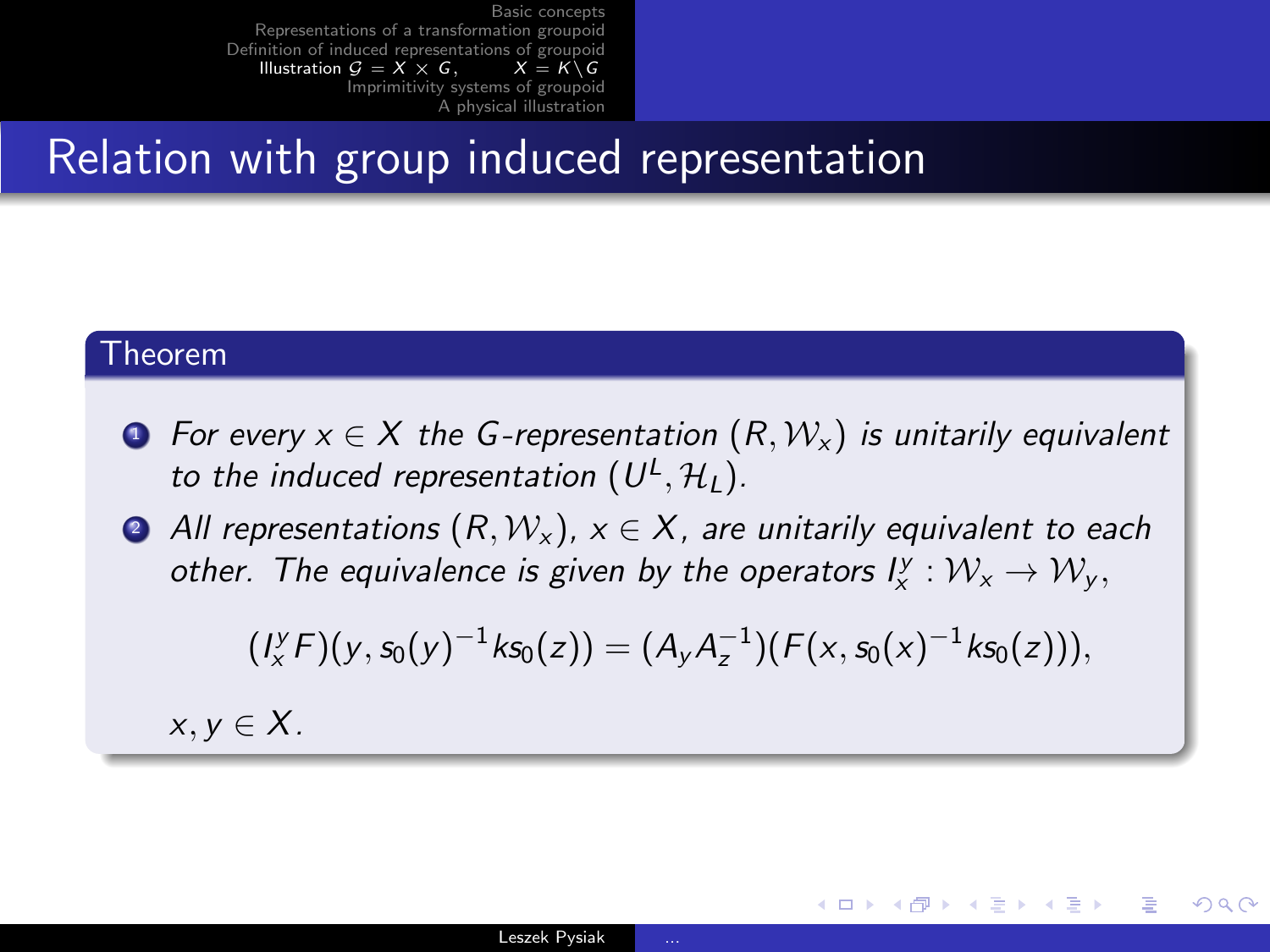## Relation with group induced representation

**Theorem**

1. *For every $x \in X$ the $G$-representation $(R, \mathcal{W}_x)$ is unitarily equivalent to the induced representation $(U^L, \mathcal{H}_L)$.*
2. *All representations $(R, \mathcal{W}_x)$, $x \in X$, are unitarily equivalent to each other. The equivalence is given by the operators $I_x^y : \mathcal{W}_x \to \mathcal{W}_y$,*

$$(I_x^y F)(y, s_0(y)^{-1} k s_0(z)) = (A_y A_z^{-1})(F(x, s_0(x)^{-1} k s_0(z))),$$

*$x, y \in X$.*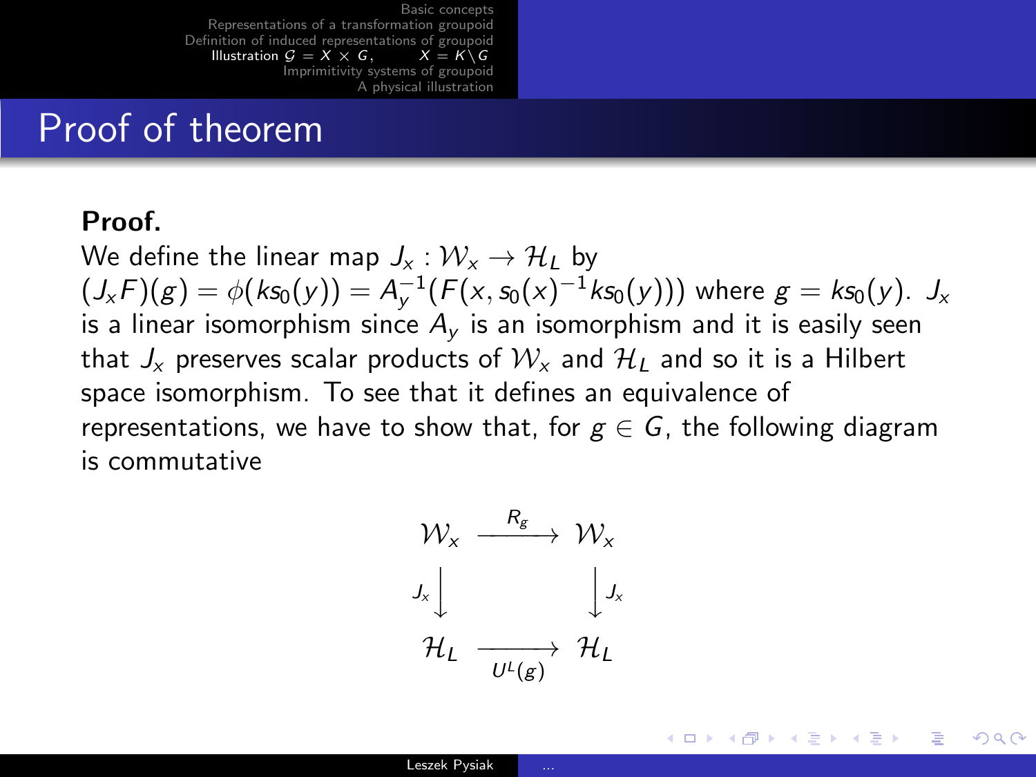## Proof of theorem

**Proof.**

We define the linear map $J_x : \mathcal{W}_x \to \mathcal{H}_L$ by $(J_x F)(g) = \phi(ks_0(y)) = A_y^{-1}(F(x, s_0(x)^{-1}ks_0(y)))$ where $g = ks_0(y)$. $J_x$ is a linear isomorphism since $A_y$ is an isomorphism and it is easily seen that $J_x$ preserves scalar products of $\mathcal{W}_x$ and $\mathcal{H}_L$ and so it is a Hilbert space isomorphism. To see that it defines an equivalence of representations, we have to show that, for $g \in G$, the following diagram is commutative

$$\begin{array}{ccc}
\mathcal{W}_x & \xrightarrow{R_g} & \mathcal{W}_x \\
{\scriptstyle J_x}\downarrow & & \downarrow{\scriptstyle J_x} \\
\mathcal{H}_L & \xrightarrow[U^L(g)]{} & \mathcal{H}_L
\end{array}$$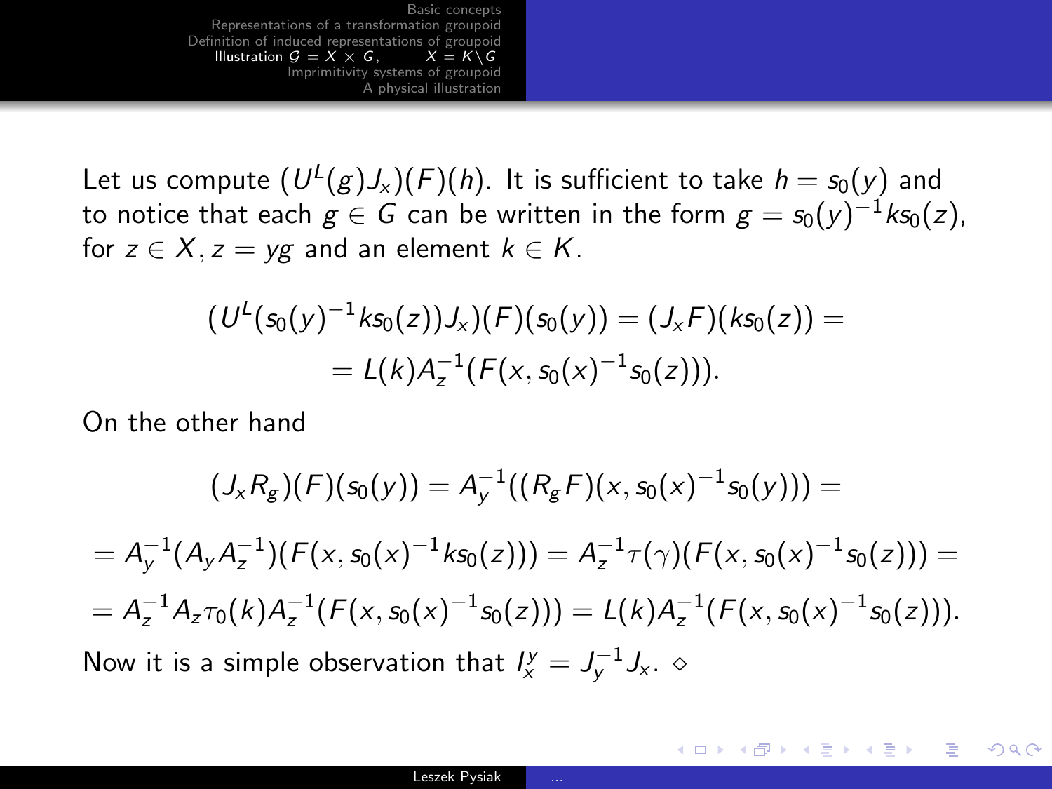Let us compute $(U^L(g)J_x)(F)(h)$. It is sufficient to take $h = s_0(y)$ and to notice that each $g \in G$ can be written in the form $g = s_0(y)^{-1}ks_0(z)$, for $z \in X, z = yg$ and an element $k \in K$.

$$(U^L(s_0(y)^{-1}ks_0(z))J_x)(F)(s_0(y)) = (J_xF)(ks_0(z)) =$$
$$= L(k)A_z^{-1}(F(x, s_0(x)^{-1}s_0(z))).$$

On the other hand

$$(J_xR_g)(F)(s_0(y)) = A_y^{-1}((R_gF)(x, s_0(x)^{-1}s_0(y))) =$$

$$= A_y^{-1}(A_yA_z^{-1})(F(x, s_0(x)^{-1}ks_0(z))) = A_z^{-1}\tau(\gamma)(F(x, s_0(x)^{-1}s_0(z))) =$$

$$= A_z^{-1}A_z\tau_0(k)A_z^{-1}(F(x, s_0(x)^{-1}s_0(z))) = L(k)A_z^{-1}(F(x, s_0(x)^{-1}s_0(z))).$$

Now it is a simple observation that $I_x^y = J_y^{-1}J_x$. $\diamond$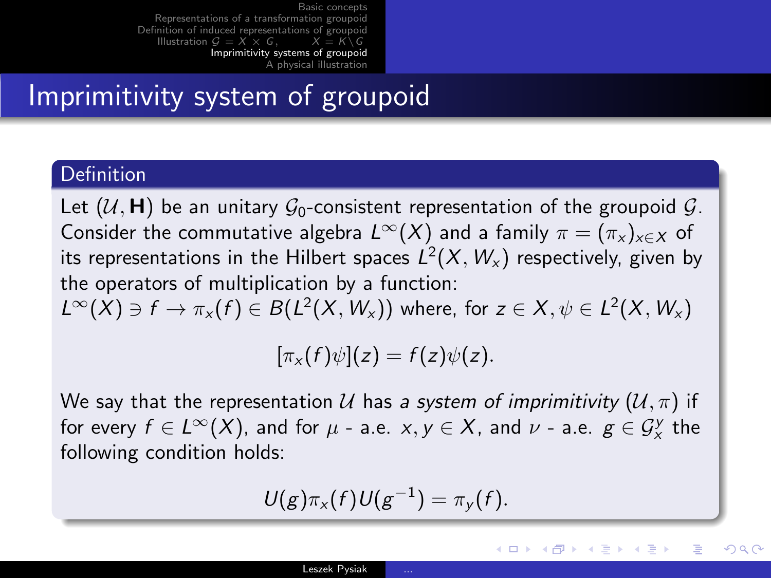# Imprimitivity system of groupoid

## Definition

Let $(\mathcal{U}, \mathbf{H})$ be an unitary $\mathcal{G}_0$-consistent representation of the groupoid $\mathcal{G}$. Consider the commutative algebra $L^\infty(X)$ and a family $\pi = (\pi_x)_{x \in X}$ of its representations in the Hilbert spaces $L^2(X, W_x)$ respectively, given by the operators of multiplication by a function:
$L^\infty(X) \ni f \to \pi_x(f) \in B(L^2(X, W_x))$ where, for $z \in X, \psi \in L^2(X, W_x)$

$$[\pi_x(f)\psi](z) = f(z)\psi(z).$$

We say that the representation $\mathcal{U}$ has *a system of imprimitivity* $(\mathcal{U}, \pi)$ if for every $f \in L^\infty(X)$, and for $\mu$ - a.e. $x, y \in X$, and $\nu$ - a.e. $g \in \mathcal{G}_x^y$ the following condition holds:

$$U(g)\pi_x(f)U(g^{-1}) = \pi_y(f).$$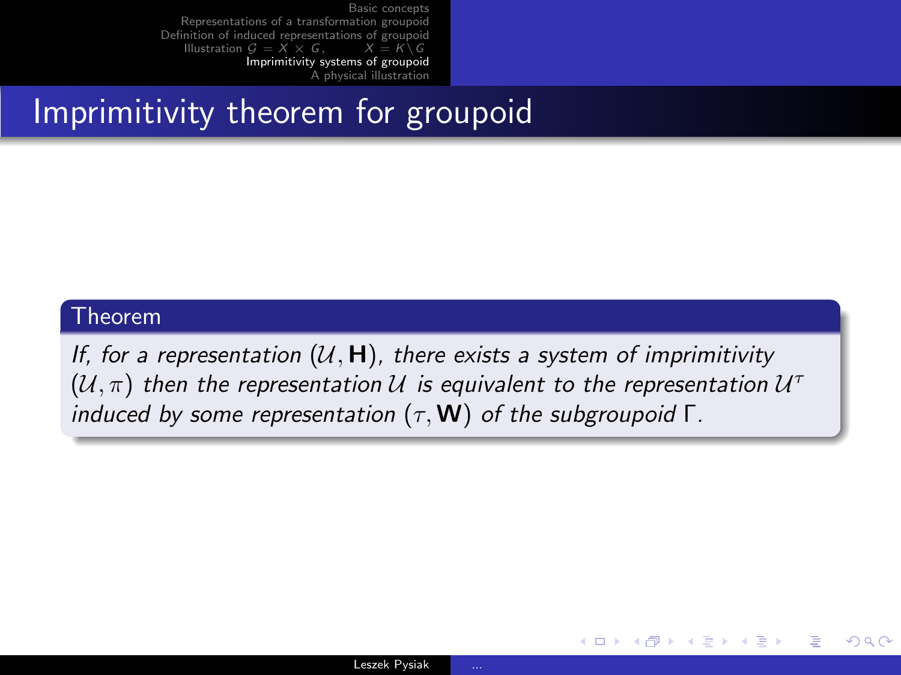# Imprimitivity theorem for groupoid

**Theorem**

*If, for a representation $(\mathcal{U}, \mathbf{H})$, there exists a system of imprimitivity $(\mathcal{U}, \pi)$ then the representation $\mathcal{U}$ is equivalent to the representation $\mathcal{U}^\tau$ induced by some representation $(\tau, \mathbf{W})$ of the subgroupoid $\Gamma$.*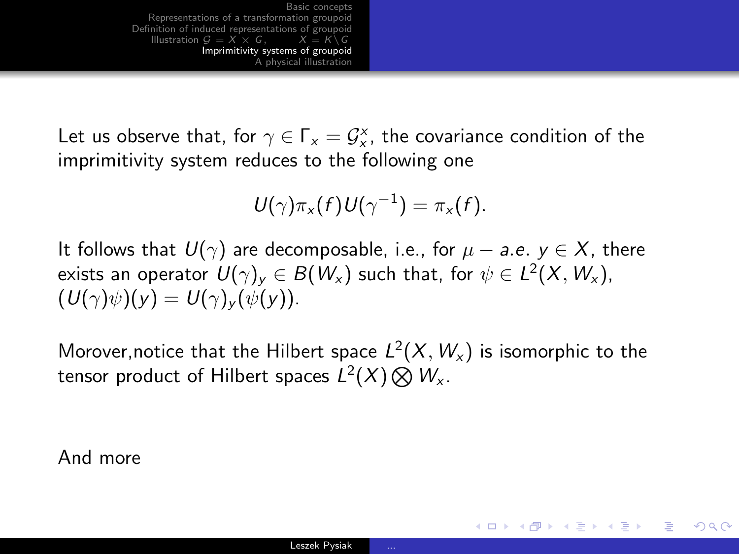Let us observe that, for $\gamma \in \Gamma_x = \mathcal{G}_x^x$, the covariance condition of the imprimitivity system reduces to the following one

$$U(\gamma)\pi_x(f)U(\gamma^{-1}) = \pi_x(f).$$

It follows that $U(\gamma)$ are decomposable, i.e., for $\mu - a.e.$ $y \in X$, there exists an operator $U(\gamma)_y \in B(W_x)$ such that, for $\psi \in L^2(X, W_x)$, $(U(\gamma)\psi)(y) = U(\gamma)_y(\psi(y))$.

Morover,notice that the Hilbert space $L^2(X, W_x)$ is isomorphic to the tensor product of Hilbert spaces $L^2(X) \bigotimes W_x$.

And more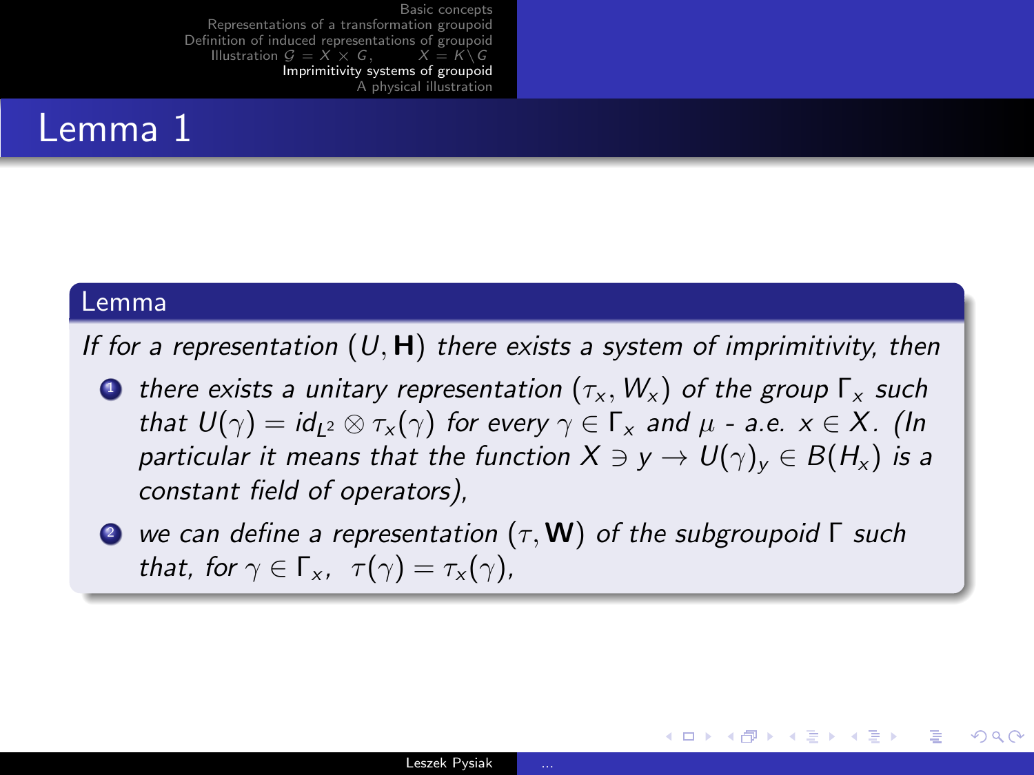# Lemma 1

**Lemma**

*If for a representation $(U, \mathbf{H})$ there exists a system of imprimitivity, then*

1. *there exists a unitary representation $(\tau_x, W_x)$ of the group $\Gamma_x$ such that $U(\gamma) = id_{L^2} \otimes \tau_x(\gamma)$ for every $\gamma \in \Gamma_x$ and $\mu$ - a.e. $x \in X$. (In particular it means that the function $X \ni y \rightarrow U(\gamma)_y \in B(H_x)$ is a constant field of operators),*
2. *we can define a representation $(\tau, \mathbf{W})$ of the subgroupoid $\Gamma$ such that, for $\gamma \in \Gamma_x$, $\tau(\gamma) = \tau_x(\gamma)$,*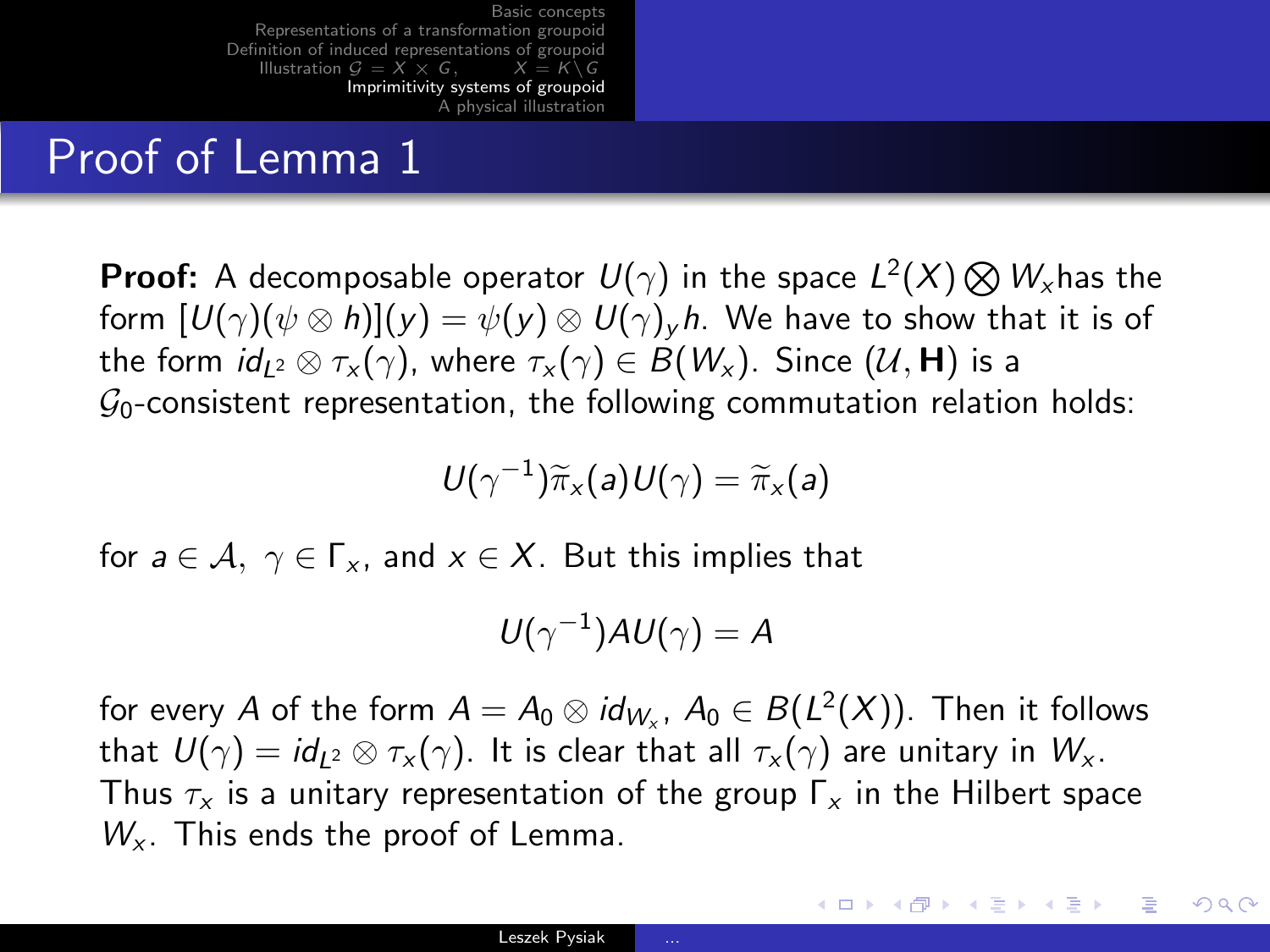# Proof of Lemma 1

**Proof:** A decomposable operator $U(\gamma)$ in the space $L^2(X) \bigotimes W_x$has the form $[U(\gamma)(\psi \otimes h)](y) = \psi(y) \otimes U(\gamma)_y h$. We have to show that it is of the form $id_{L^2} \otimes \tau_x(\gamma)$, where $\tau_x(\gamma) \in B(W_x)$. Since $(\mathcal{U}, \mathbf{H})$ is a $\mathcal{G}_0$-consistent representation, the following commutation relation holds:

$$U(\gamma^{-1})\widetilde{\pi}_x(a)U(\gamma) = \widetilde{\pi}_x(a)$$

for $a \in \mathcal{A},\ \gamma \in \Gamma_x$, and $x \in X$. But this implies that

$$U(\gamma^{-1})AU(\gamma) = A$$

for every $A$ of the form $A = A_0 \otimes id_{W_x}$, $A_0 \in B(L^2(X))$. Then it follows that $U(\gamma) = id_{L^2} \otimes \tau_x(\gamma)$. It is clear that all $\tau_x(\gamma)$ are unitary in $W_x$. Thus $\tau_x$ is a unitary representation of the group $\Gamma_x$ in the Hilbert space $W_x$. This ends the proof of Lemma.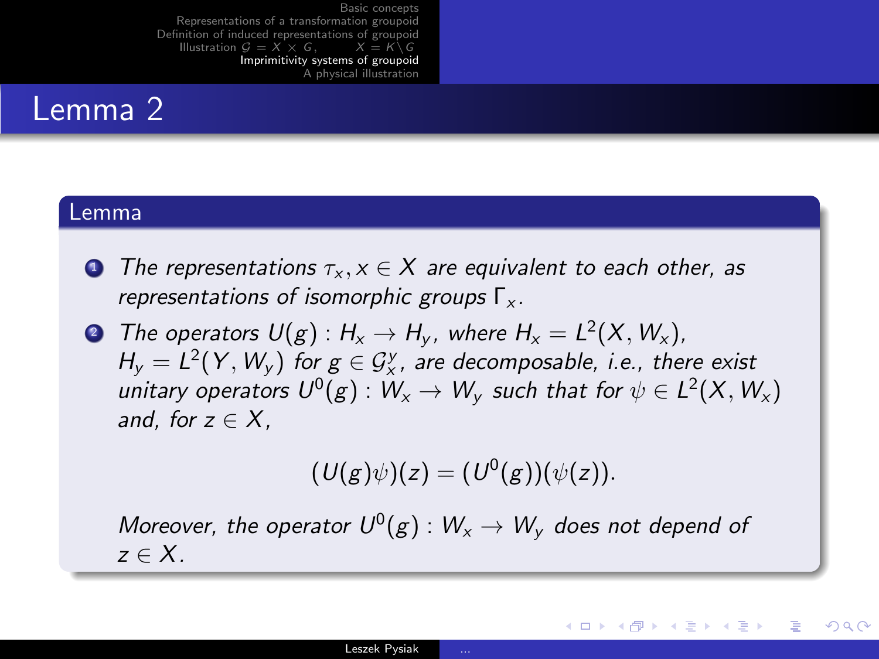# Lemma 2

## Lemma

1. *The representations $\tau_x, x \in X$ are equivalent to each other, as representations of isomorphic groups $\Gamma_x$.*
2. *The operators $U(g) : H_x \to H_y$, where $H_x = L^2(X, W_x)$, $H_y = L^2(Y, W_y)$ for $g \in \mathcal{G}_x^y$, are decomposable, i.e., there exist unitary operators $U^0(g) : W_x \to W_y$ such that for $\psi \in L^2(X, W_x)$ and, for $z \in X$,*

   $$(U(g)\psi)(z) = (U^0(g))(\psi(z)).$$

   *Moreover, the operator $U^0(g) : W_x \to W_y$ does not depend of $z \in X$.*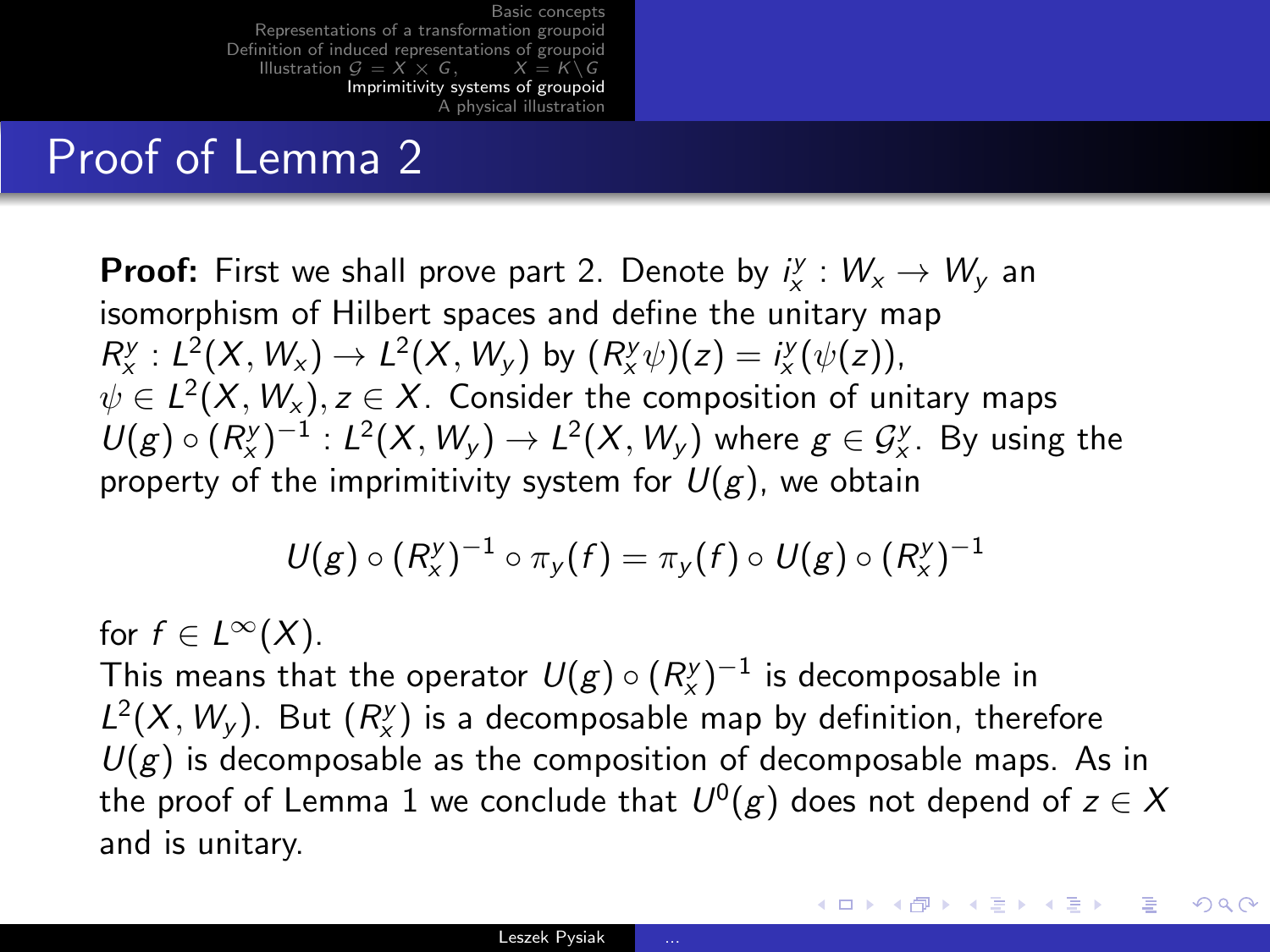# Proof of Lemma 2

**Proof:** First we shall prove part 2. Denote by $i_x^y : W_x \to W_y$ an isomorphism of Hilbert spaces and define the unitary map $R_x^y : L^2(X, W_x) \to L^2(X, W_y)$ by $(R_x^y \psi)(z) = i_x^y(\psi(z))$, $\psi \in L^2(X, W_x), z \in X$. Consider the composition of unitary maps $U(g) \circ (R_x^y)^{-1} : L^2(X, W_y) \to L^2(X, W_y)$ where $g \in \mathcal{G}_x^y$. By using the property of the imprimitivity system for $U(g)$, we obtain

$$U(g) \circ (R_x^y)^{-1} \circ \pi_y(f) = \pi_y(f) \circ U(g) \circ (R_x^y)^{-1}$$

for $f \in L^\infty(X)$.

This means that the operator $U(g) \circ (R_x^y)^{-1}$ is decomposable in $L^2(X, W_y)$. But $(R_x^y)$ is a decomposable map by definition, therefore $U(g)$ is decomposable as the composition of decomposable maps. As in the proof of Lemma 1 we conclude that $U^0(g)$ does not depend of $z \in X$ and is unitary.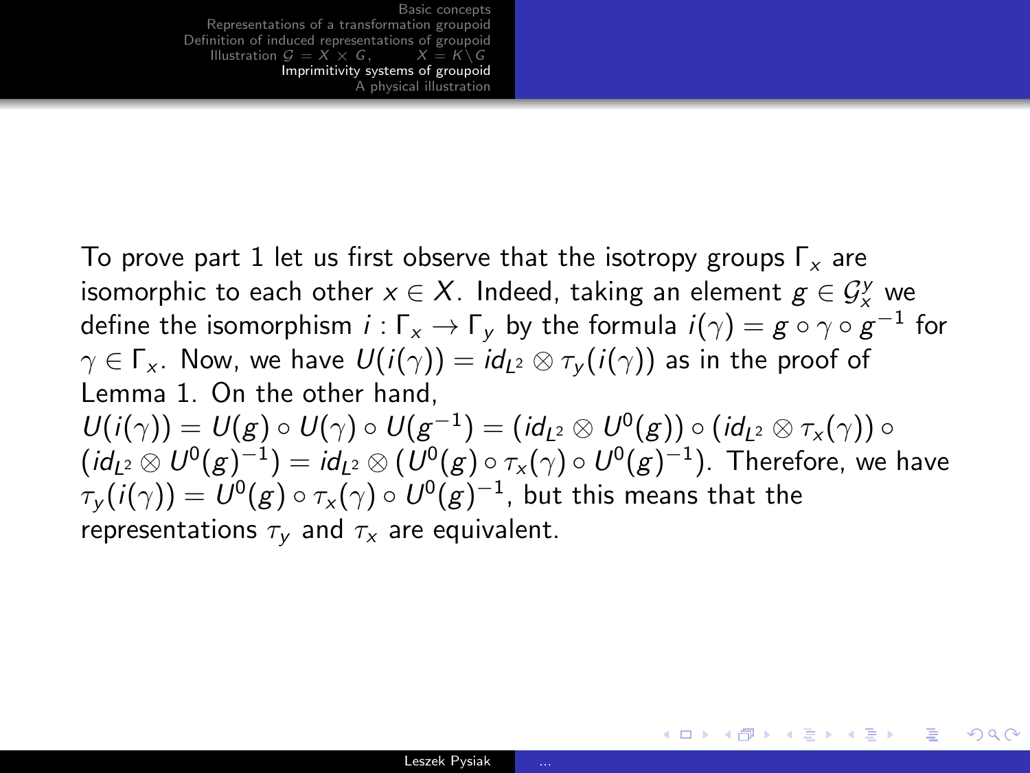To prove part 1 let us first observe that the isotropy groups $\Gamma_x$ are isomorphic to each other $x \in X$. Indeed, taking an element $g \in \mathcal{G}_x^y$ we define the isomorphism $i : \Gamma_x \to \Gamma_y$ by the formula $i(\gamma) = g \circ \gamma \circ g^{-1}$ for $\gamma \in \Gamma_x$. Now, we have $U(i(\gamma)) = id_{L^2} \otimes \tau_y(i(\gamma))$ as in the proof of Lemma 1. On the other hand, $U(i(\gamma)) = U(g) \circ U(\gamma) \circ U(g^{-1}) = (id_{L^2} \otimes U^0(g)) \circ (id_{L^2} \otimes \tau_x(\gamma)) \circ (id_{L^2} \otimes U^0(g)^{-1}) = id_{L^2} \otimes (U^0(g) \circ \tau_x(\gamma) \circ U^0(g)^{-1})$. Therefore, we have $\tau_y(i(\gamma)) = U^0(g) \circ \tau_x(\gamma) \circ U^0(g)^{-1}$, but this means that the representations $\tau_y$ and $\tau_x$ are equivalent.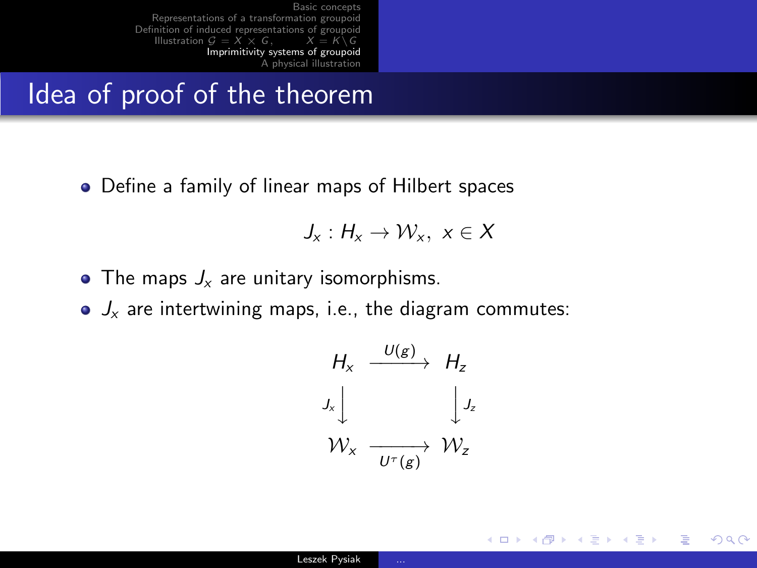## Idea of proof of the theorem

- Define a family of linear maps of Hilbert spaces

$$J_x : H_x \to \mathcal{W}_x, \; x \in X$$

- The maps $J_x$ are unitary isomorphisms.
- $J_x$ are intertwining maps, i.e., the diagram commutes:

$$\begin{array}{ccc} H_x & \xrightarrow{U(g)} & H_z \\ J_x \big\downarrow & & \big\downarrow J_z \\ \mathcal{W}_x & \xrightarrow[U^{\tau}(g)]{} & \mathcal{W}_z \end{array}$$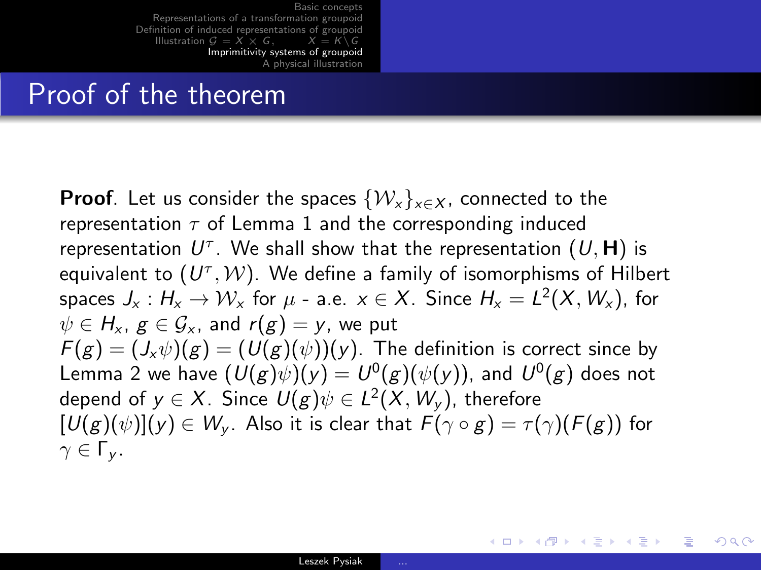## Proof of the theorem

**Proof**. Let us consider the spaces $\{\mathcal{W}_x\}_{x\in X}$, connected to the representation $\tau$ of Lemma 1 and the corresponding induced representation $U^\tau$. We shall show that the representation $(U, \mathbf{H})$ is equivalent to $(U^\tau, \mathcal{W})$. We define a family of isomorphisms of Hilbert spaces $J_x : H_x \to \mathcal{W}_x$ for $\mu$ - a.e. $x \in X$. Since $H_x = L^2(X, W_x)$, for $\psi \in H_x$, $g \in \mathcal{G}_x$, and $r(g) = y$, we put $F(g) = (J_x\psi)(g) = (U(g)(\psi))(y)$. The definition is correct since by Lemma 2 we have $(U(g)\psi)(y) = U^0(g)(\psi(y))$, and $U^0(g)$ does not depend of $y \in X$. Since $U(g)\psi \in L^2(X, W_y)$, therefore $[U(g)(\psi)](y) \in W_y$. Also it is clear that $F(\gamma \circ g) = \tau(\gamma)(F(g))$ for $\gamma \in \Gamma_y$.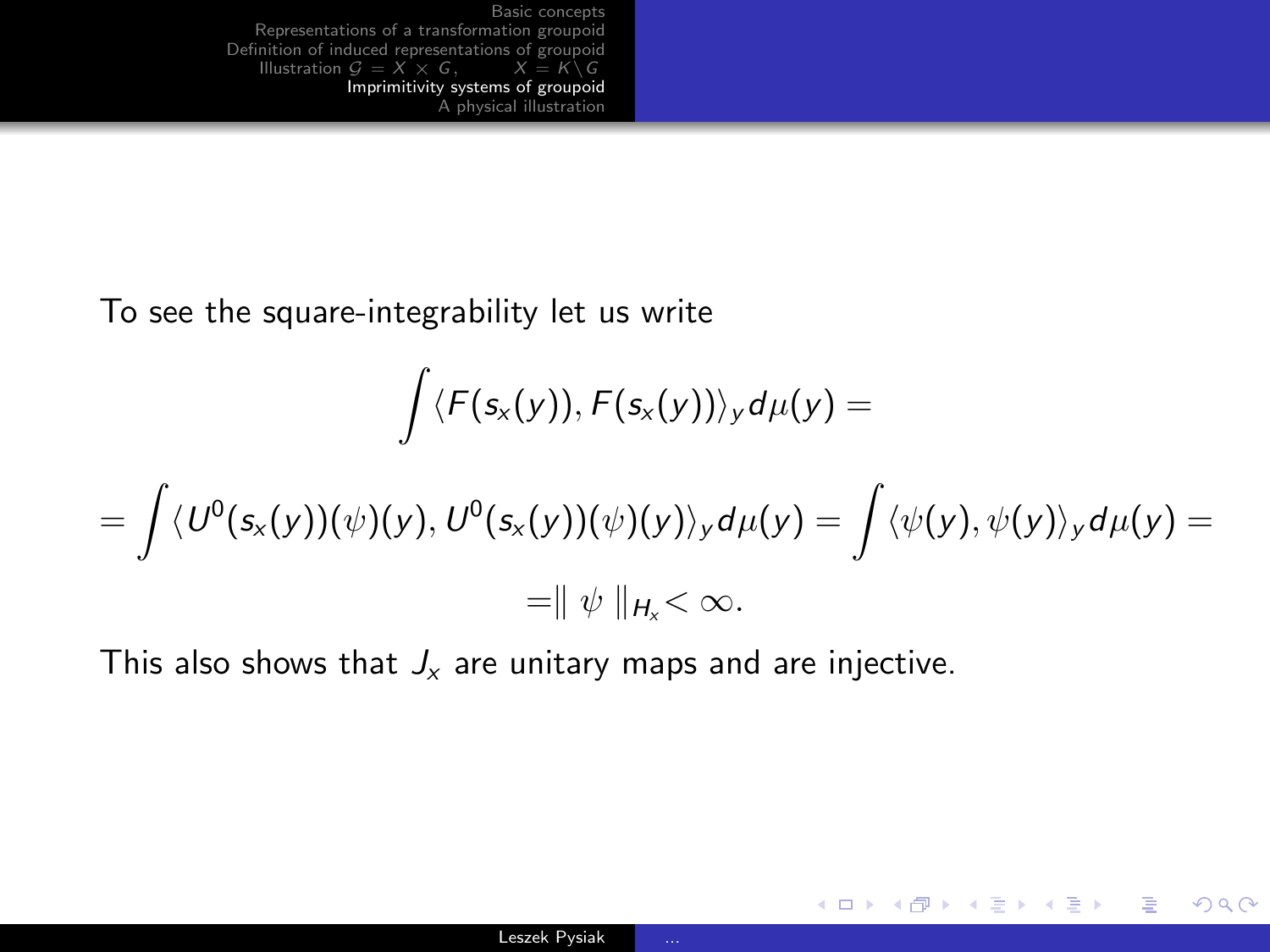To see the square-integrability let us write

$$\int \langle F(s_x(y)), F(s_x(y))\rangle_y d\mu(y) =$$

$$= \int \langle U^0(s_x(y))(\psi)(y), U^0(s_x(y))(\psi)(y)\rangle_y d\mu(y) = \int \langle \psi(y), \psi(y)\rangle_y d\mu(y) =$$

$$= \| \psi \|_{H_x} < \infty.$$

This also shows that $J_x$ are unitary maps and are injective.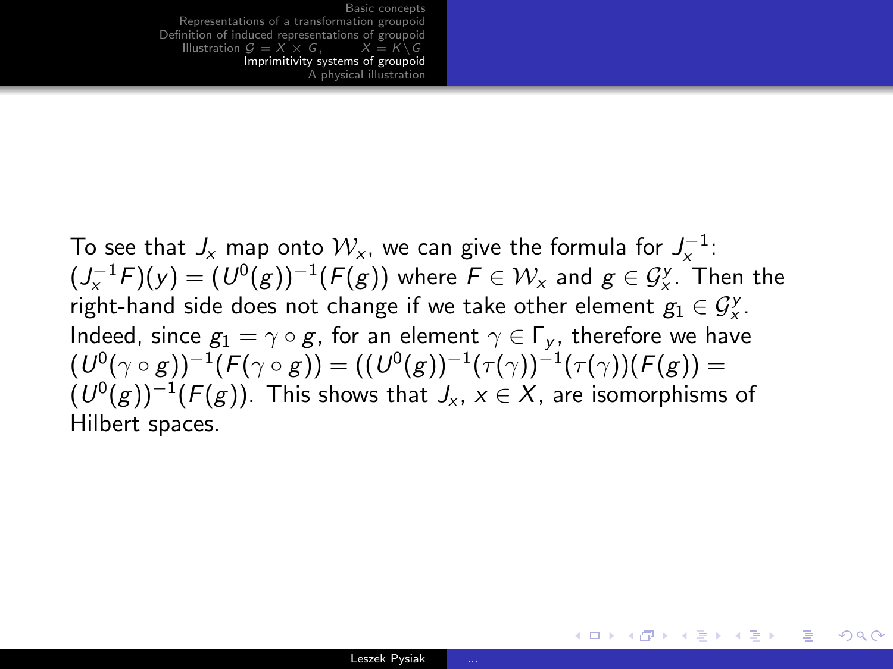To see that $J_x$ map onto $\mathcal{W}_x$, we can give the formula for $J_x^{-1}$: $(J_x^{-1}F)(y) = (U^0(g))^{-1}(F(g))$ where $F \in \mathcal{W}_x$ and $g \in \mathcal{G}_x^y$. Then the right-hand side does not change if we take other element $g_1 \in \mathcal{G}_x^y$. Indeed, since $g_1 = \gamma \circ g$, for an element $\gamma \in \Gamma_y$, therefore we have $(U^0(\gamma \circ g))^{-1}(F(\gamma \circ g)) = ((U^0(g))^{-1}(\tau(\gamma))^{-1}(\tau(\gamma))(F(g)) = (U^0(g))^{-1}(F(g))$. This shows that $J_x$, $x \in X$, are isomorphisms of Hilbert spaces.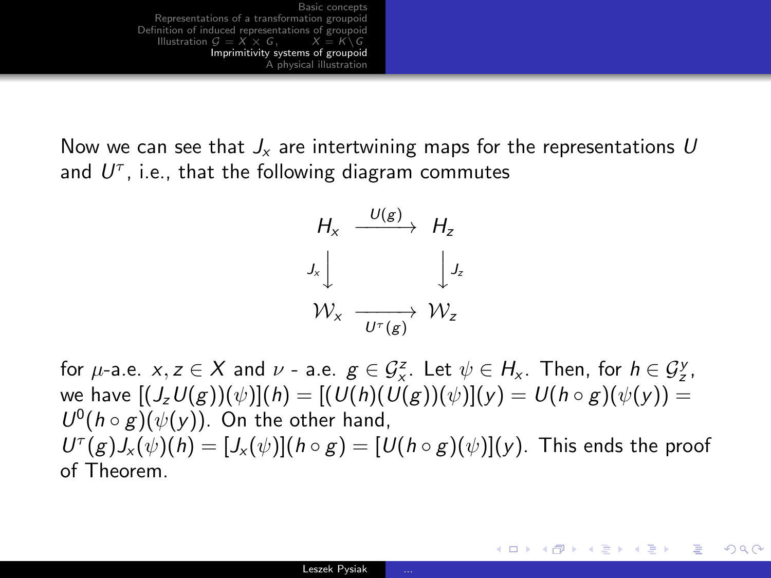Now we can see that $J_x$ are intertwining maps for the representations $U$ and $U^\tau$, i.e., that the following diagram commutes

$$
\begin{array}{ccc}
H_x & \xrightarrow{U(g)} & H_z \\
{\scriptstyle J_x}\big\downarrow & & \big\downarrow{\scriptstyle J_z} \\
\mathcal{W}_x & \xrightarrow[U^\tau(g)]{} & \mathcal{W}_z
\end{array}
$$

for $\mu$-a.e. $x, z \in X$ and $\nu$ - a.e. $g \in \mathcal{G}_x^z$. Let $\psi \in H_x$. Then, for $h \in \mathcal{G}_z^y$, we have $[(J_z U(g))(\psi)](h) = [(U(h)(U(g))(\psi)](y) = U(h \circ g)(\psi(y)) = U^0(h \circ g)(\psi(y))$. On the other hand, $U^\tau(g) J_x(\psi)(h) = [J_x(\psi)](h \circ g) = [U(h \circ g)(\psi)](y)$. This ends the proof of Theorem.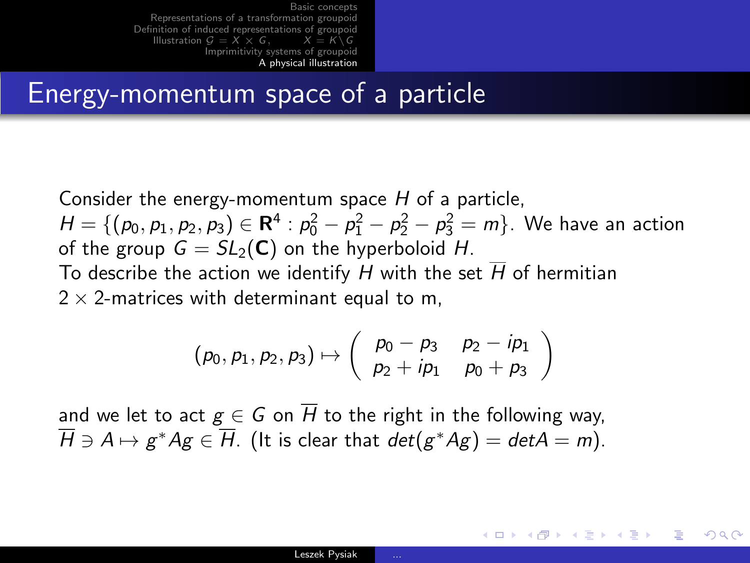## Energy-momentum space of a particle

Consider the energy-momentum space $H$ of a particle, $H = \{(p_0, p_1, p_2, p_3) \in \mathbf{R}^4 : p_0^2 - p_1^2 - p_2^2 - p_3^2 = m\}$. We have an action of the group $G = SL_2(\mathbf{C})$ on the hyperboloid $H$.

To describe the action we identify $H$ with the set $\overline{H}$ of hermitian $2 \times 2$-matrices with determinant equal to m,

$$(p_0, p_1, p_2, p_3) \mapsto \begin{pmatrix} p_0 - p_3 & p_2 - ip_1 \\ p_2 + ip_1 & p_0 + p_3 \end{pmatrix}$$

and we let to act $g \in G$ on $\overline{H}$ to the right in the following way, $\overline{H} \ni A \mapsto g^* A g \in \overline{H}$. (It is clear that $det(g^* A g) = det A = m$).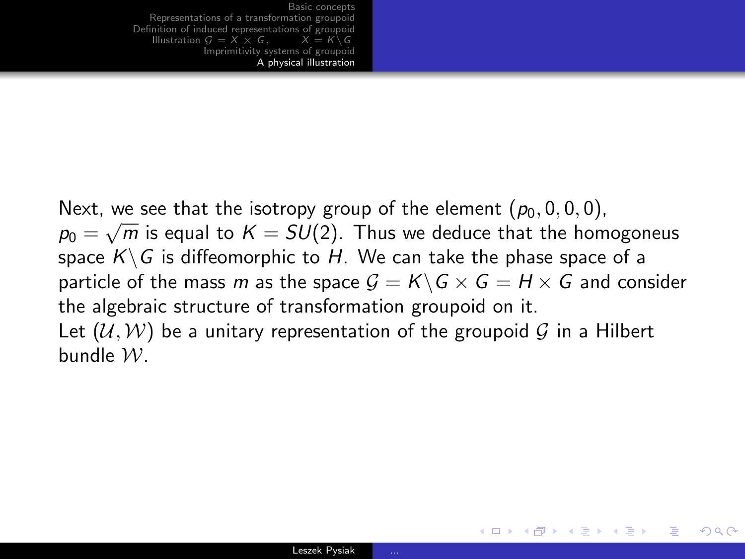Next, we see that the isotropy group of the element $(p_0, 0, 0, 0)$, $p_0 = \sqrt{m}$ is equal to $K = SU(2)$. Thus we deduce that the homogoneus space $K \backslash G$ is diffeomorphic to $H$. We can take the phase space of a particle of the mass $m$ as the space $\mathcal{G} = K \backslash G \times G = H \times G$ and consider the algebraic structure of transformation groupoid on it.

Let $(\mathcal{U}, \mathcal{W})$ be a unitary representation of the groupoid $\mathcal{G}$ in a Hilbert bundle $\mathcal{W}$.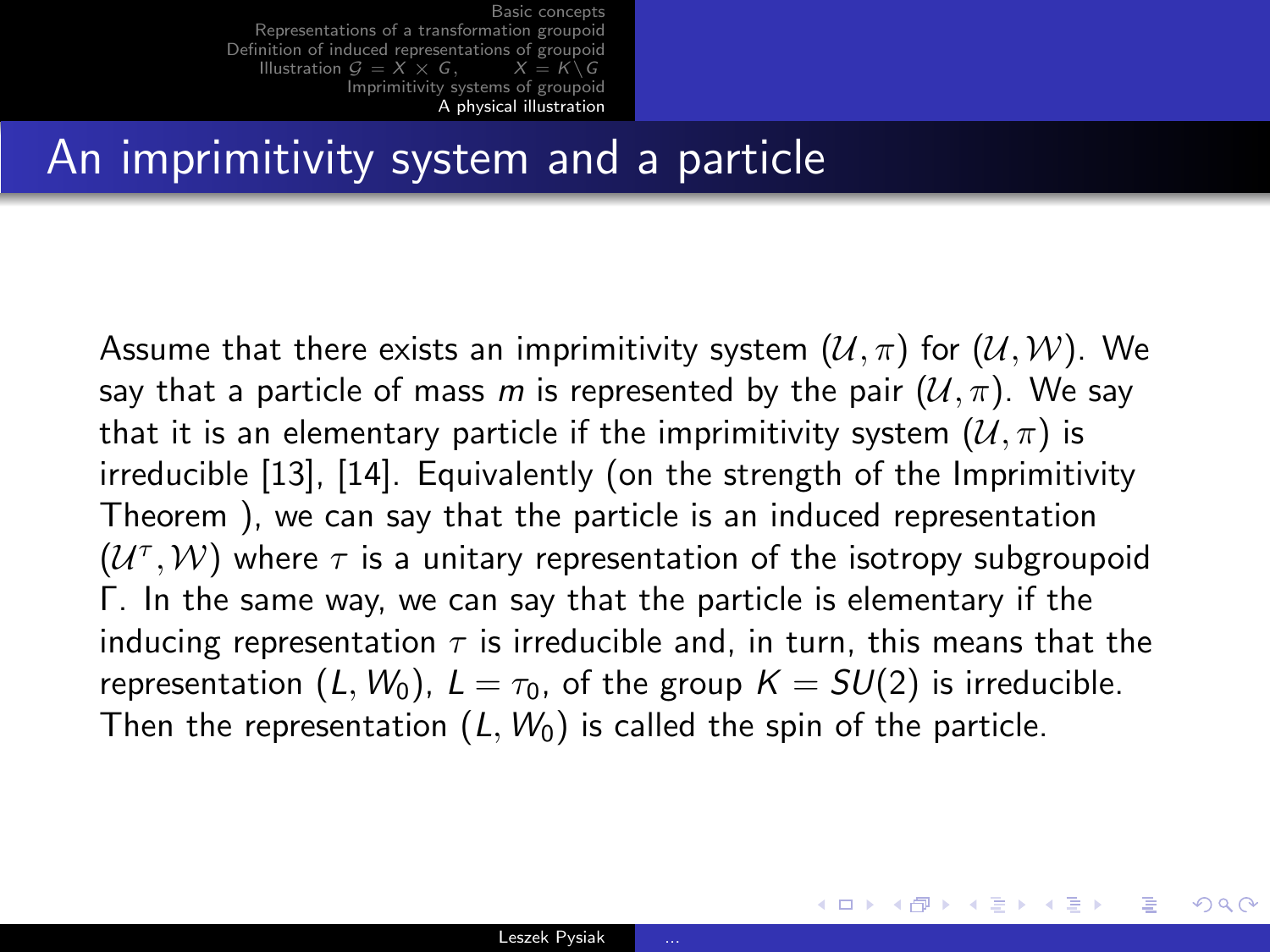## An imprimitivity system and a particle

Assume that there exists an imprimitivity system $(\mathcal{U}, \pi)$ for $(\mathcal{U}, \mathcal{W})$. We say that a particle of mass $m$ is represented by the pair $(\mathcal{U}, \pi)$. We say that it is an elementary particle if the imprimitivity system $(\mathcal{U}, \pi)$ is irreducible [13], [14]. Equivalently (on the strength of the Imprimitivity Theorem ), we can say that the particle is an induced representation $(\mathcal{U}^{\tau}, \mathcal{W})$ where $\tau$ is a unitary representation of the isotropy subgroupoid $\Gamma$. In the same way, we can say that the particle is elementary if the inducing representation $\tau$ is irreducible and, in turn, this means that the representation $(L, W_0)$, $L = \tau_0$, of the group $K = SU(2)$ is irreducible. Then the representation $(L, W_0)$ is called the spin of the particle.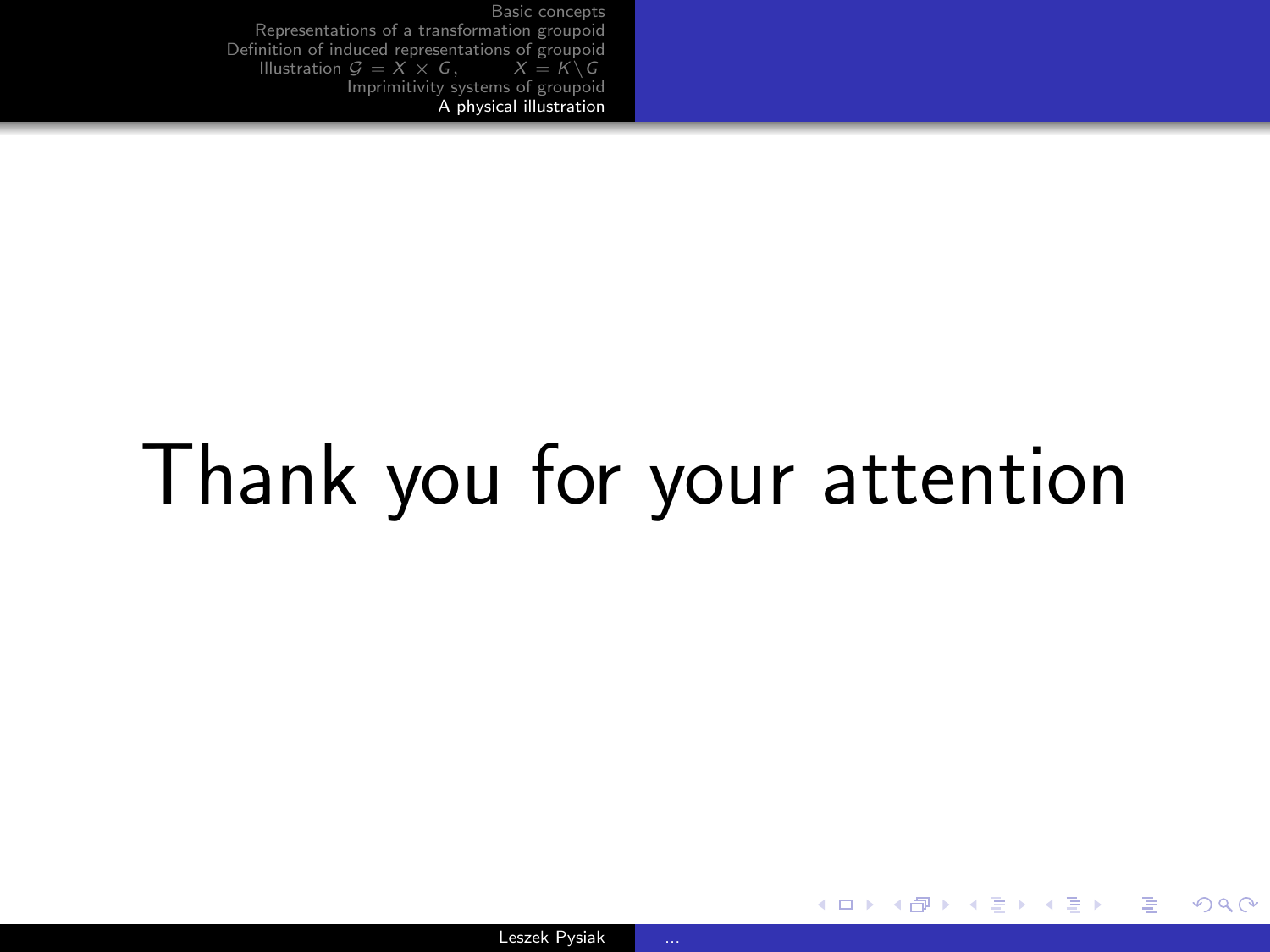# Thank you for your attention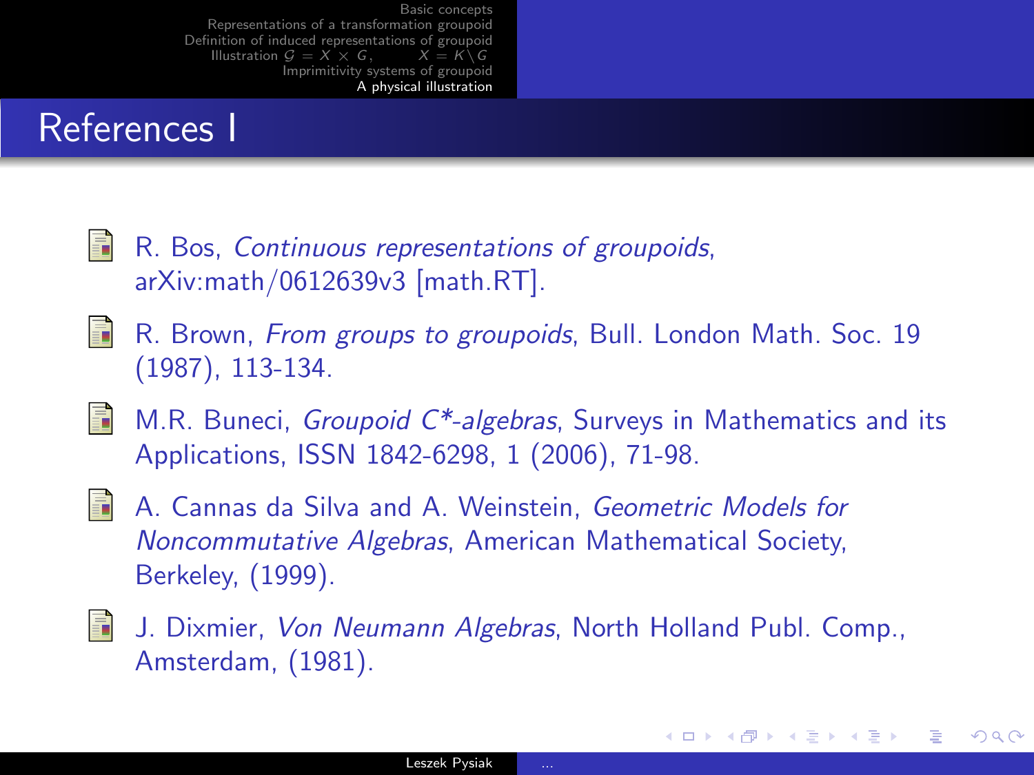# References I

- R. Bos, *Continuous representations of groupoids*, arXiv:math/0612639v3 [math.RT].
- R. Brown, *From groups to groupoids*, Bull. London Math. Soc. 19 (1987), 113-134.
- M.R. Buneci, *Groupoid C*-algebras*, Surveys in Mathematics and its Applications, ISSN 1842-6298, 1 (2006), 71-98.
- A. Cannas da Silva and A. Weinstein, *Geometric Models for Noncommutative Algebras*, American Mathematical Society, Berkeley, (1999).
- J. Dixmier, *Von Neumann Algebras*, North Holland Publ. Comp., Amsterdam, (1981).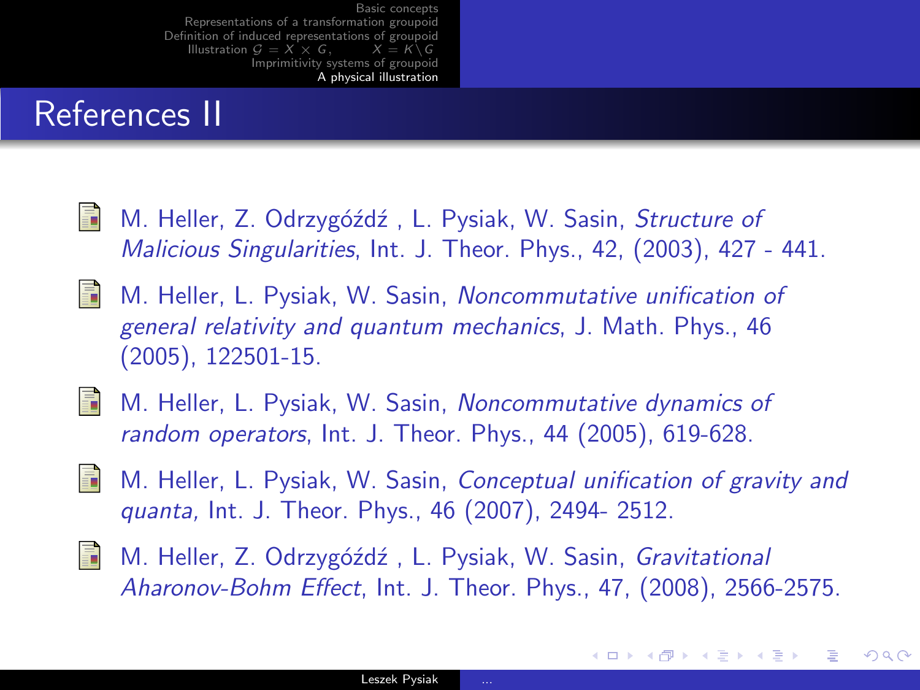# References II

- M. Heller, Z. Odrzygóźdź , L. Pysiak, W. Sasin, *Structure of Malicious Singularities*, Int. J. Theor. Phys., 42, (2003), 427 - 441.
- M. Heller, L. Pysiak, W. Sasin, *Noncommutative unification of general relativity and quantum mechanics*, J. Math. Phys., 46 (2005), 122501-15.
- M. Heller, L. Pysiak, W. Sasin, *Noncommutative dynamics of random operators*, Int. J. Theor. Phys., 44 (2005), 619-628.
- M. Heller, L. Pysiak, W. Sasin, *Conceptual unification of gravity and quanta,* Int. J. Theor. Phys., 46 (2007), 2494- 2512.
- M. Heller, Z. Odrzygóźdź , L. Pysiak, W. Sasin, *Gravitational Aharonov-Bohm Effect*, Int. J. Theor. Phys., 47, (2008), 2566-2575.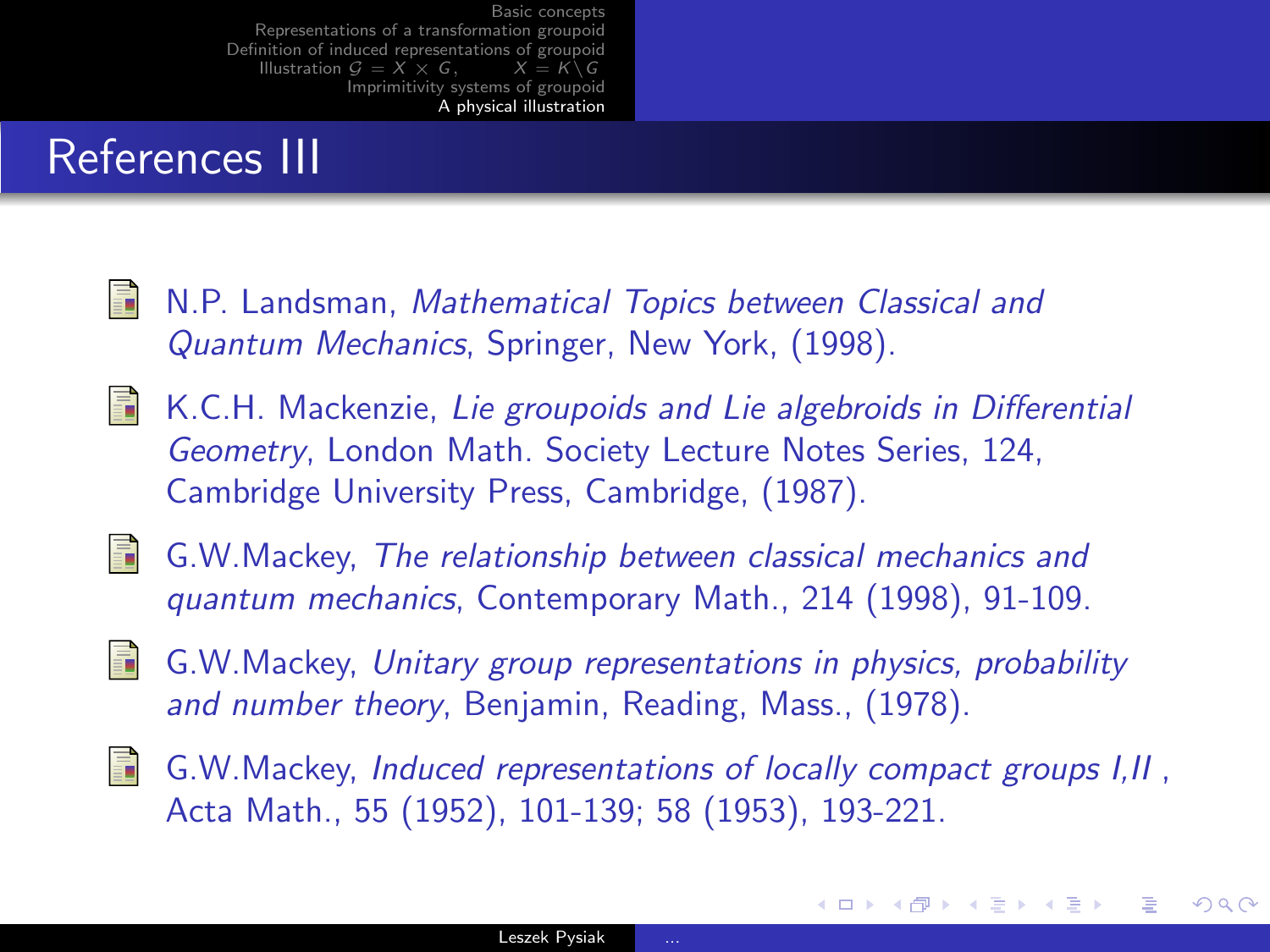# References III

- N.P. Landsman, *Mathematical Topics between Classical and Quantum Mechanics*, Springer, New York, (1998).
- K.C.H. Mackenzie, *Lie groupoids and Lie algebroids in Differential Geometry*, London Math. Society Lecture Notes Series, 124, Cambridge University Press, Cambridge, (1987).
- G.W.Mackey, *The relationship between classical mechanics and quantum mechanics*, Contemporary Math., 214 (1998), 91-109.
- G.W.Mackey, *Unitary group representations in physics, probability and number theory*, Benjamin, Reading, Mass., (1978).
- G.W.Mackey, *Induced representations of locally compact groups I,II* , Acta Math., 55 (1952), 101-139; 58 (1953), 193-221.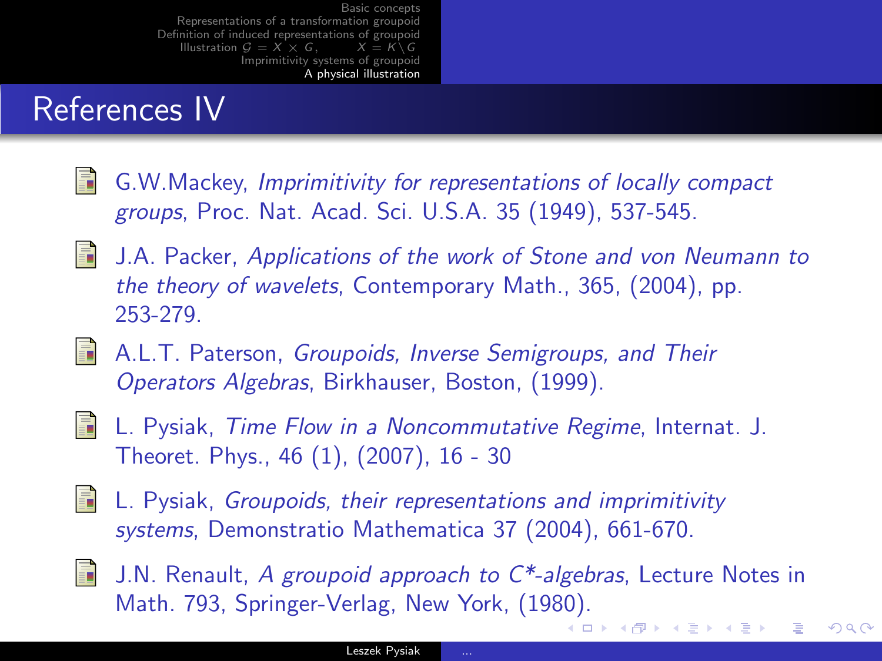## References IV

- G.W.Mackey, *Imprimitivity for representations of locally compact groups*, Proc. Nat. Acad. Sci. U.S.A. 35 (1949), 537-545.
- J.A. Packer, *Applications of the work of Stone and von Neumann to the theory of wavelets*, Contemporary Math., 365, (2004), pp. 253-279.
- A.L.T. Paterson, *Groupoids, Inverse Semigroups, and Their Operators Algebras*, Birkhauser, Boston, (1999).
- L. Pysiak, *Time Flow in a Noncommutative Regime*, Internat. J. Theoret. Phys., 46 (1), (2007), 16 - 30
- L. Pysiak, *Groupoids, their representations and imprimitivity systems*, Demonstratio Mathematica 37 (2004), 661-670.
- J.N. Renault, *A groupoid approach to C*-algebras*, Lecture Notes in Math. 793, Springer-Verlag, New York, (1980).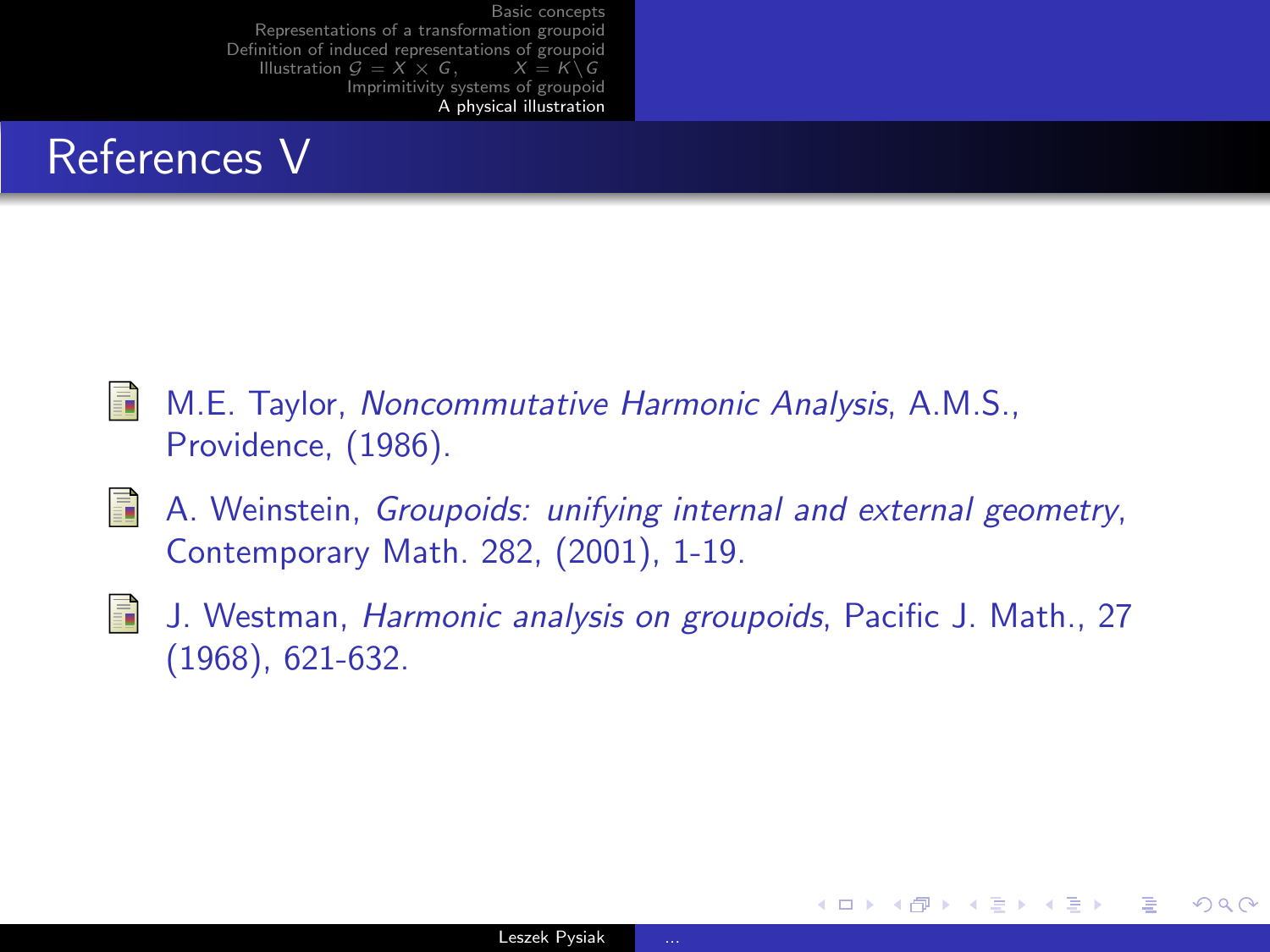# References V

- M.E. Taylor, *Noncommutative Harmonic Analysis*, A.M.S., Providence, (1986).
- A. Weinstein, *Groupoids: unifying internal and external geometry*, Contemporary Math. 282, (2001), 1-19.
- J. Westman, *Harmonic analysis on groupoids*, Pacific J. Math., 27 (1968), 621-632.